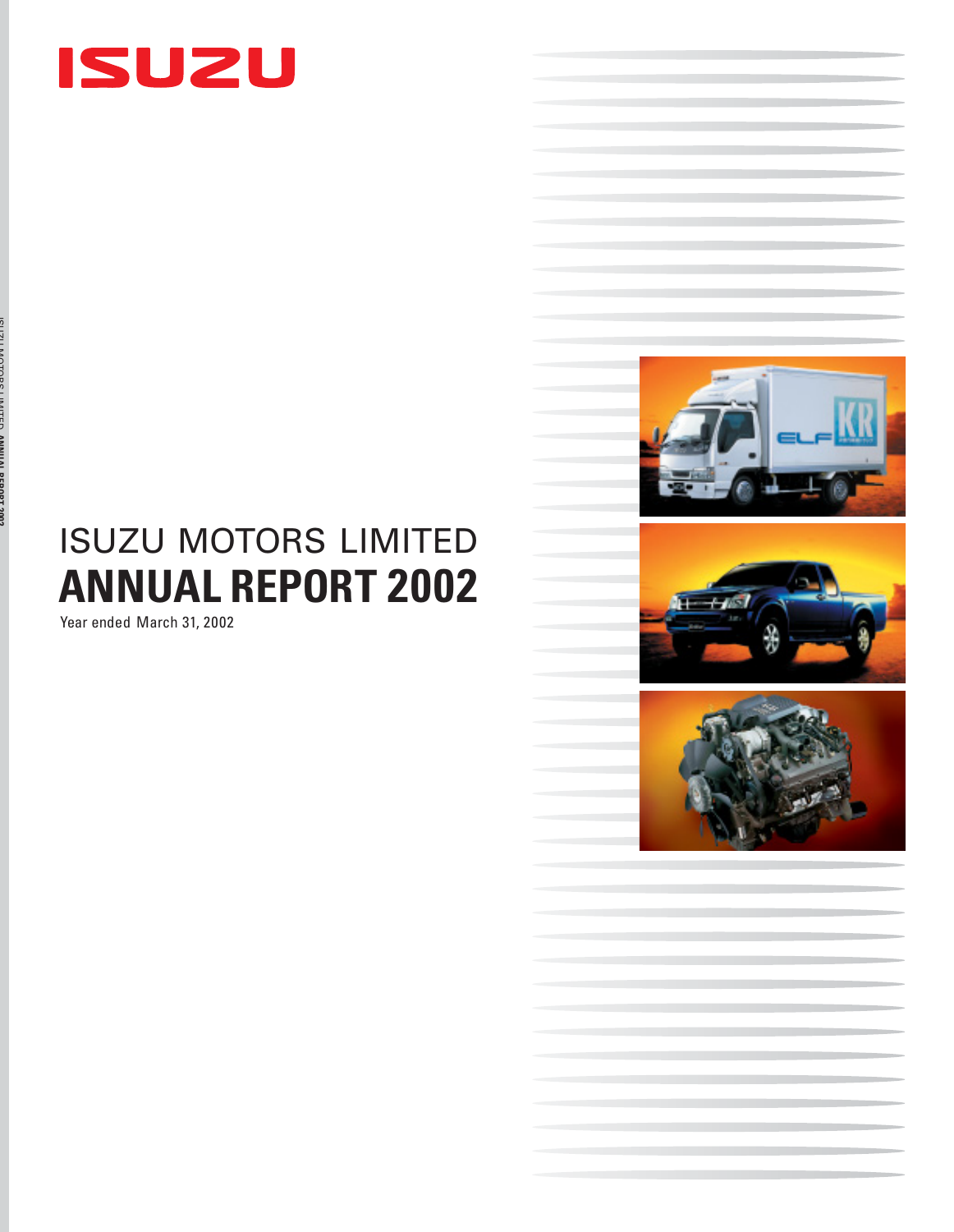ISUZU

ISUZU MOTORS LIMITED

# ANNUAL REPORT 2002

Year ended March 31, 2002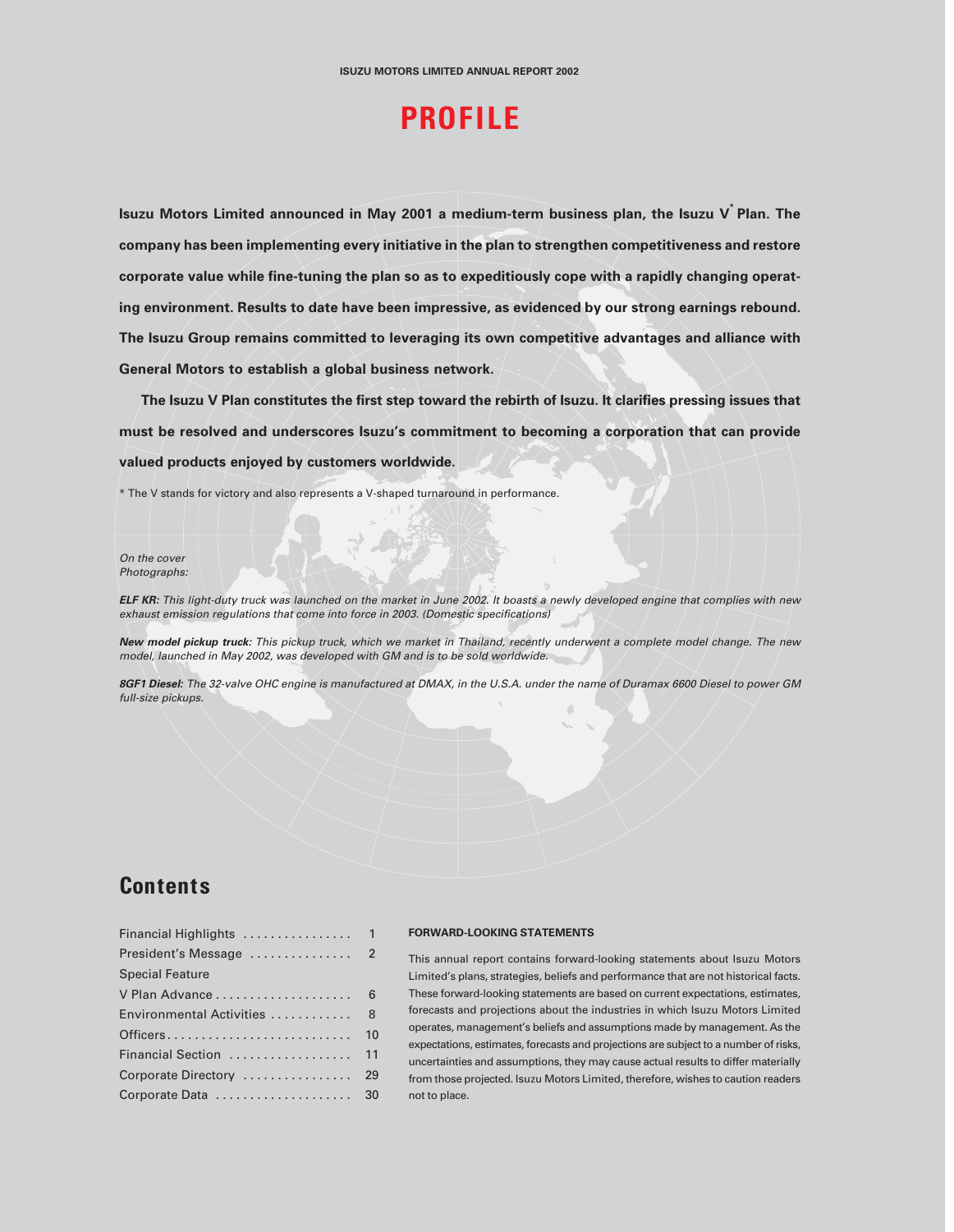# PROFILE

**Isuzu Motors Limited announced in May 2001 a medium-term business plan, the Isuzu V* Plan. The company has been implementing every initiative in the plan to strengthen competitiveness and restore corporate value while fine-tuning the plan so as to expeditiously cope with a rapidly changing operating environment. Results to date have been impressive, as evidenced by our strong earnings rebound. The Isuzu Group remains committed to leveraging its own competitive advantages and alliance with General Motors to establish a global business network.**

**The Isuzu V Plan constitutes the first step toward the rebirth of Isuzu. It clarifies pressing issues that must be resolved and underscores Isuzu's commitment to becoming a corporation that can provide valued products enjoyed by customers worldwide.**

* The V stands for victory and also represents a V-shaped turnaround in performance.

*On the cover*
*Photographs:*

***ELF KR:** This light-duty truck was launched on the market in June 2002. It boasts a newly developed engine that complies with new exhaust emission regulations that come into force in 2003. (Domestic specifications)*

***New model pickup truck:** This pickup truck, which we market in Thailand, recently underwent a complete model change. The new model, launched in May 2002, was developed with GM and is to be sold worldwide.*

***8GF1 Diesel:** The 32-valve OHC engine is manufactured at DMAX, in the U.S.A. under the name of Duramax 6600 Diesel to power GM full-size pickups.*

## Contents

| | |
|---|---|
| Financial Highlights | 1 |
| President's Message | 2 |
| Special Feature | |
| V Plan Advance | 6 |
| Environmental Activities | 8 |
| Officers | 10 |
| Financial Section | 11 |
| Corporate Directory | 29 |
| Corporate Data | 30 |

**FORWARD-LOOKING STATEMENTS**

This annual report contains forward-looking statements about Isuzu Motors Limited's plans, strategies, beliefs and performance that are not historical facts. These forward-looking statements are based on current expectations, estimates, forecasts and projections about the industries in which Isuzu Motors Limited operates, management's beliefs and assumptions made by management. As the expectations, estimates, forecasts and projections are subject to a number of risks, uncertainties and assumptions, they may cause actual results to differ materially from those projected. Isuzu Motors Limited, therefore, wishes to caution readers not to place.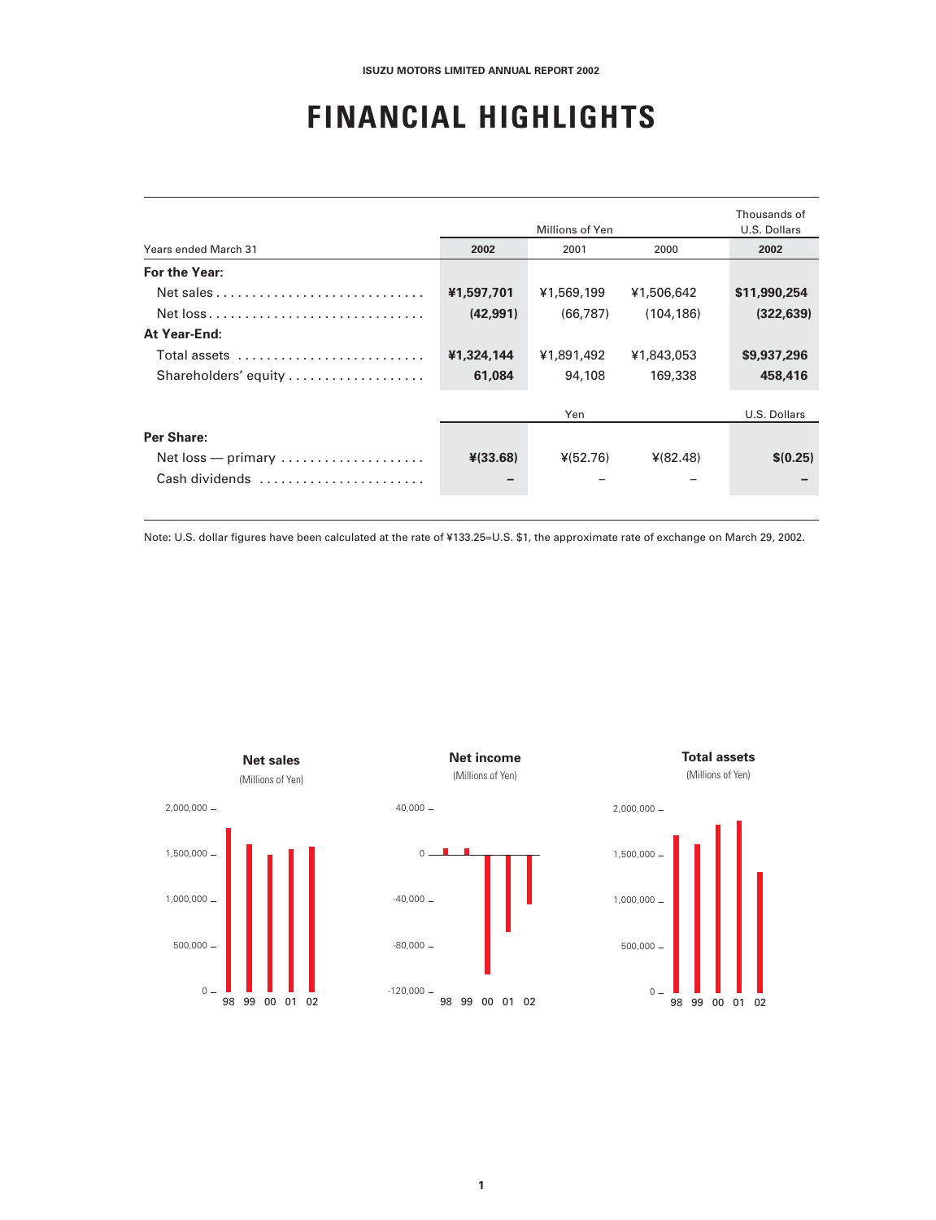# FINANCIAL HIGHLIGHTS

| Years ended March 31 | Millions of Yen 2002 | 2001 | 2000 | Thousands of U.S. Dollars 2002 |
|---|---|---|---|---|
| **For the Year:** | | | | |
| Net sales | **¥1,597,701** | ¥1,569,199 | ¥1,506,642 | **$11,990,254** |
| Net loss | **(42,991)** | (66,787) | (104,186) | **(322,639)** |
| **At Year-End:** | | | | |
| Total assets | **¥1,324,144** | ¥1,891,492 | ¥1,843,053 | **$9,937,296** |
| Shareholders' equity | **61,084** | 94,108 | 169,338 | **458,416** |
| | **Yen** | | | **U.S. Dollars** |
| **Per Share:** | | | | |
| Net loss — primary | **¥(33.68)** | ¥(52.76) | ¥(82.48) | **$(0.25)** |
| Cash dividends | **–** | – | – | **–** |

Note: U.S. dollar figures have been calculated at the rate of ¥133.25=U.S. $1, the approximate rate of exchange on March 29, 2002.

**Net sales**
(Millions of Yen)

**Net income**
(Millions of Yen)

**Total assets**
(Millions of Yen)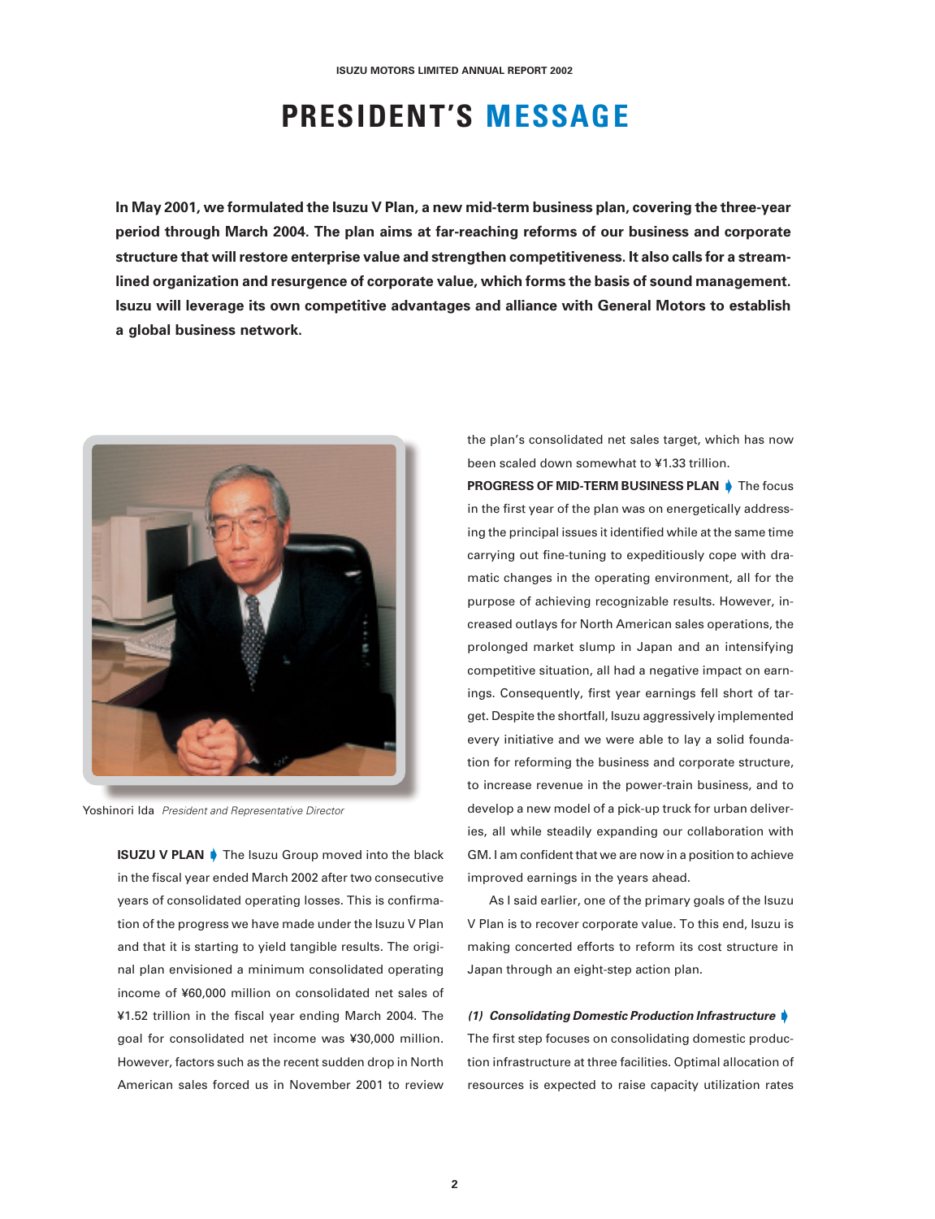# PRESIDENT'S MESSAGE

**In May 2001, we formulated the Isuzu V Plan, a new mid-term business plan, covering the three-year period through March 2004. The plan aims at far-reaching reforms of our business and corporate structure that will restore enterprise value and strengthen competitiveness. It also calls for a streamlined organization and resurgence of corporate value, which forms the basis of sound management. Isuzu will leverage its own competitive advantages and alliance with General Motors to establish a global business network.**

Yoshinori Ida *President and Representative Director*

**ISUZU V PLAN** The Isuzu Group moved into the black in the fiscal year ended March 2002 after two consecutive years of consolidated operating losses. This is confirmation of the progress we have made under the Isuzu V Plan and that it is starting to yield tangible results. The original plan envisioned a minimum consolidated operating income of ¥60,000 million on consolidated net sales of ¥1.52 trillion in the fiscal year ending March 2004. The goal for consolidated net income was ¥30,000 million. However, factors such as the recent sudden drop in North American sales forced us in November 2001 to review the plan's consolidated net sales target, which has now been scaled down somewhat to ¥1.33 trillion.

**PROGRESS OF MID-TERM BUSINESS PLAN** The focus in the first year of the plan was on energetically addressing the principal issues it identified while at the same time carrying out fine-tuning to expeditiously cope with dramatic changes in the operating environment, all for the purpose of achieving recognizable results. However, increased outlays for North American sales operations, the prolonged market slump in Japan and an intensifying competitive situation, all had a negative impact on earnings. Consequently, first year earnings fell short of target. Despite the shortfall, Isuzu aggressively implemented every initiative and we were able to lay a solid foundation for reforming the business and corporate structure, to increase revenue in the power-train business, and to develop a new model of a pick-up truck for urban deliveries, all while steadily expanding our collaboration with GM. I am confident that we are now in a position to achieve improved earnings in the years ahead.

As I said earlier, one of the primary goals of the Isuzu V Plan is to recover corporate value. To this end, Isuzu is making concerted efforts to reform its cost structure in Japan through an eight-step action plan.

***(1) Consolidating Domestic Production Infrastructure***
The first step focuses on consolidating domestic production infrastructure at three facilities. Optimal allocation of resources is expected to raise capacity utilization rates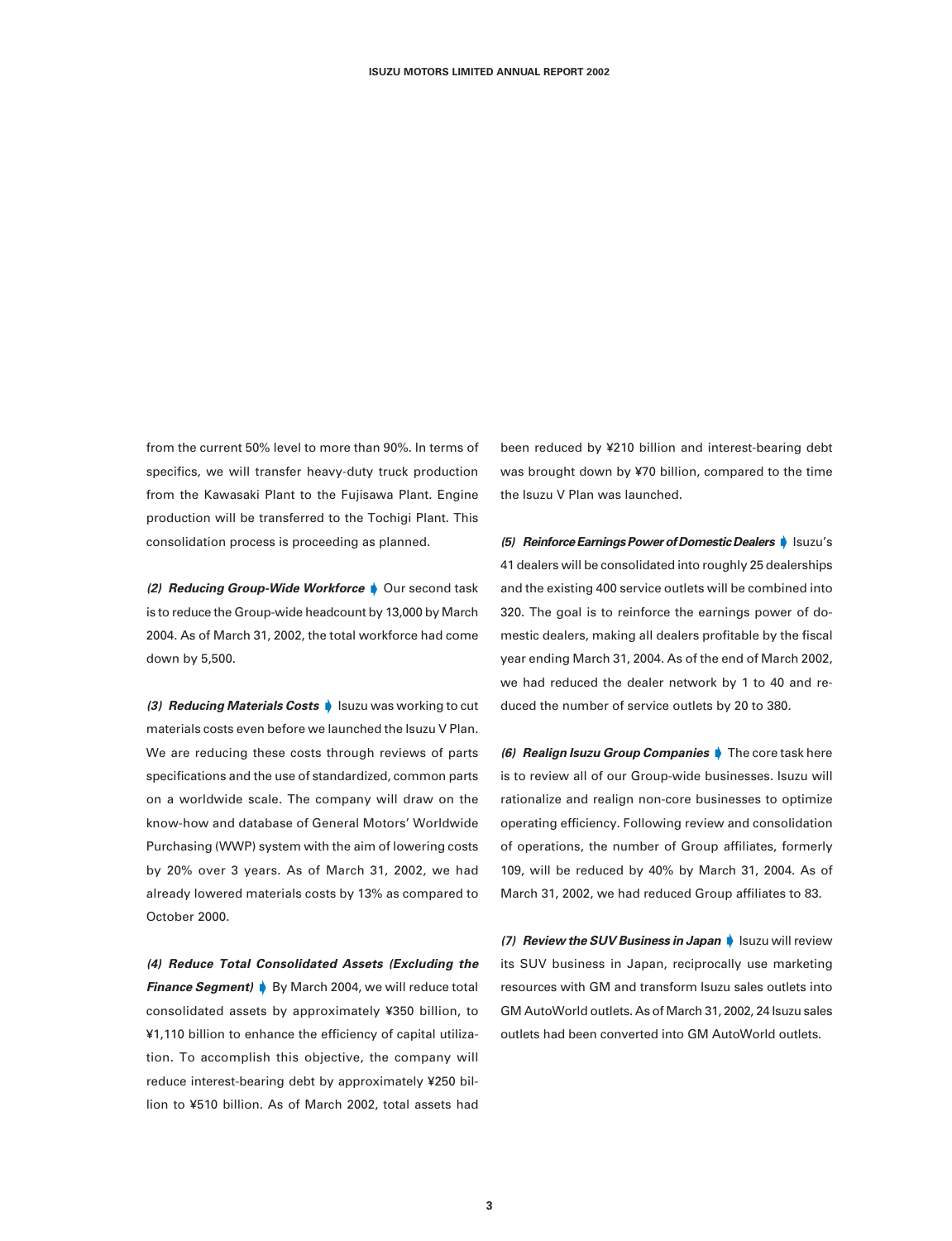from the current 50% level to more than 90%. In terms of specifics, we will transfer heavy-duty truck production from the Kawasaki Plant to the Fujisawa Plant. Engine production will be transferred to the Tochigi Plant. This consolidation process is proceeding as planned.

***(2) Reducing Group-Wide Workforce*** Our second task is to reduce the Group-wide headcount by 13,000 by March 2004. As of March 31, 2002, the total workforce had come down by 5,500.

***(3) Reducing Materials Costs*** Isuzu was working to cut materials costs even before we launched the Isuzu V Plan. We are reducing these costs through reviews of parts specifications and the use of standardized, common parts on a worldwide scale. The company will draw on the know-how and database of General Motors' Worldwide Purchasing (WWP) system with the aim of lowering costs by 20% over 3 years. As of March 31, 2002, we had already lowered materials costs by 13% as compared to October 2000.

***(4) Reduce Total Consolidated Assets (Excluding the Finance Segment)*** By March 2004, we will reduce total consolidated assets by approximately ¥350 billion, to ¥1,110 billion to enhance the efficiency of capital utilization. To accomplish this objective, the company will reduce interest-bearing debt by approximately ¥250 billion to ¥510 billion. As of March 2002, total assets had been reduced by ¥210 billion and interest-bearing debt was brought down by ¥70 billion, compared to the time the Isuzu V Plan was launched.

***(5) Reinforce Earnings Power of Domestic Dealers*** Isuzu's 41 dealers will be consolidated into roughly 25 dealerships and the existing 400 service outlets will be combined into 320. The goal is to reinforce the earnings power of domestic dealers, making all dealers profitable by the fiscal year ending March 31, 2004. As of the end of March 2002, we had reduced the dealer network by 1 to 40 and reduced the number of service outlets by 20 to 380.

***(6) Realign Isuzu Group Companies*** The core task here is to review all of our Group-wide businesses. Isuzu will rationalize and realign non-core businesses to optimize operating efficiency. Following review and consolidation of operations, the number of Group affiliates, formerly 109, will be reduced by 40% by March 31, 2004. As of March 31, 2002, we had reduced Group affiliates to 83.

***(7) Review the SUV Business in Japan*** Isuzu will review its SUV business in Japan, reciprocally use marketing resources with GM and transform Isuzu sales outlets into GM AutoWorld outlets. As of March 31, 2002, 24 Isuzu sales outlets had been converted into GM AutoWorld outlets.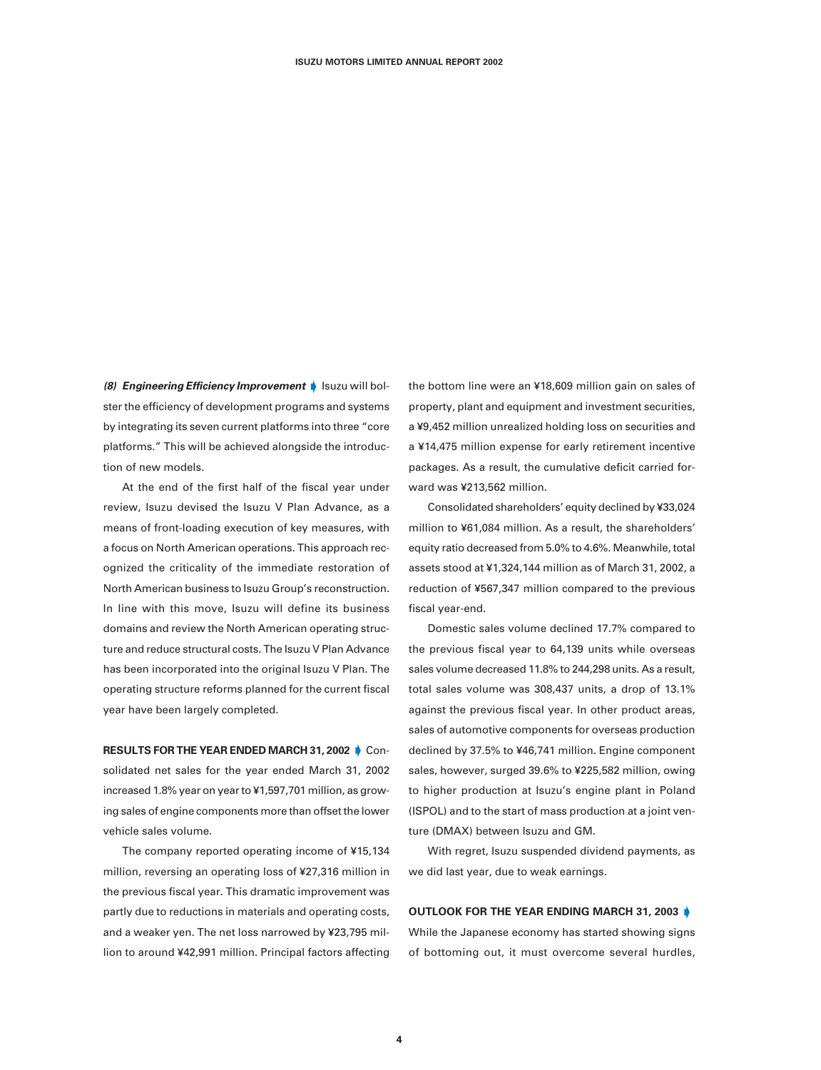***(8) Engineering Efficiency Improvement*** Isuzu will bolster the efficiency of development programs and systems by integrating its seven current platforms into three "core platforms." This will be achieved alongside the introduction of new models.

At the end of the first half of the fiscal year under review, Isuzu devised the Isuzu V Plan Advance, as a means of front-loading execution of key measures, with a focus on North American operations. This approach recognized the criticality of the immediate restoration of North American business to Isuzu Group's reconstruction. In line with this move, Isuzu will define its business domains and review the North American operating structure and reduce structural costs. The Isuzu V Plan Advance has been incorporated into the original Isuzu V Plan. The operating structure reforms planned for the current fiscal year have been largely completed.

**RESULTS FOR THE YEAR ENDED MARCH 31, 2002** Consolidated net sales for the year ended March 31, 2002 increased 1.8% year on year to ¥1,597,701 million, as growing sales of engine components more than offset the lower vehicle sales volume.

The company reported operating income of ¥15,134 million, reversing an operating loss of ¥27,316 million in the previous fiscal year. This dramatic improvement was partly due to reductions in materials and operating costs, and a weaker yen. The net loss narrowed by ¥23,795 million to around ¥42,991 million. Principal factors affecting the bottom line were an ¥18,609 million gain on sales of property, plant and equipment and investment securities, a ¥9,452 million unrealized holding loss on securities and a ¥14,475 million expense for early retirement incentive packages. As a result, the cumulative deficit carried forward was ¥213,562 million.

Consolidated shareholders' equity declined by ¥33,024 million to ¥61,084 million. As a result, the shareholders' equity ratio decreased from 5.0% to 4.6%. Meanwhile, total assets stood at ¥1,324,144 million as of March 31, 2002, a reduction of ¥567,347 million compared to the previous fiscal year-end.

Domestic sales volume declined 17.7% compared to the previous fiscal year to 64,139 units while overseas sales volume decreased 11.8% to 244,298 units. As a result, total sales volume was 308,437 units, a drop of 13.1% against the previous fiscal year. In other product areas, sales of automotive components for overseas production declined by 37.5% to ¥46,741 million. Engine component sales, however, surged 39.6% to ¥225,582 million, owing to higher production at Isuzu's engine plant in Poland (ISPOL) and to the start of mass production at a joint venture (DMAX) between Isuzu and GM.

With regret, Isuzu suspended dividend payments, as we did last year, due to weak earnings.

**OUTLOOK FOR THE YEAR ENDING MARCH 31, 2003**

While the Japanese economy has started showing signs of bottoming out, it must overcome several hurdles,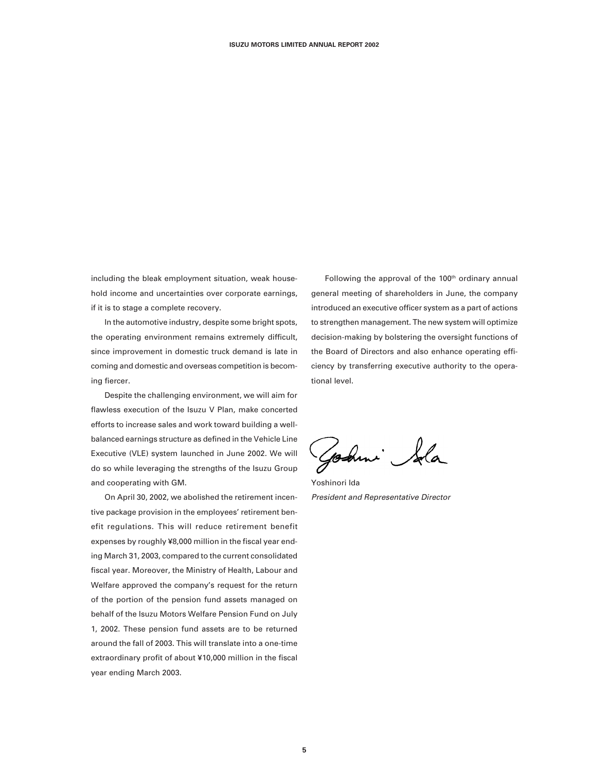including the bleak employment situation, weak household income and uncertainties over corporate earnings, if it is to stage a complete recovery.

In the automotive industry, despite some bright spots, the operating environment remains extremely difficult, since improvement in domestic truck demand is late in coming and domestic and overseas competition is becoming fiercer.

Despite the challenging environment, we will aim for flawless execution of the Isuzu V Plan, make concerted efforts to increase sales and work toward building a well-balanced earnings structure as defined in the Vehicle Line Executive (VLE) system launched in June 2002. We will do so while leveraging the strengths of the Isuzu Group and cooperating with GM.

On April 30, 2002, we abolished the retirement incentive package provision in the employees' retirement benefit regulations. This will reduce retirement benefit expenses by roughly ¥8,000 million in the fiscal year ending March 31, 2003, compared to the current consolidated fiscal year. Moreover, the Ministry of Health, Labour and Welfare approved the company's request for the return of the portion of the pension fund assets managed on behalf of the Isuzu Motors Welfare Pension Fund on July 1, 2002. These pension fund assets are to be returned around the fall of 2003. This will translate into a one-time extraordinary profit of about ¥10,000 million in the fiscal year ending March 2003.

Following the approval of the 100th ordinary annual general meeting of shareholders in June, the company introduced an executive officer system as a part of actions to strengthen management. The new system will optimize decision-making by bolstering the oversight functions of the Board of Directors and also enhance operating efficiency by transferring executive authority to the operational level.

Yoshinori Ida
*President and Representative Director*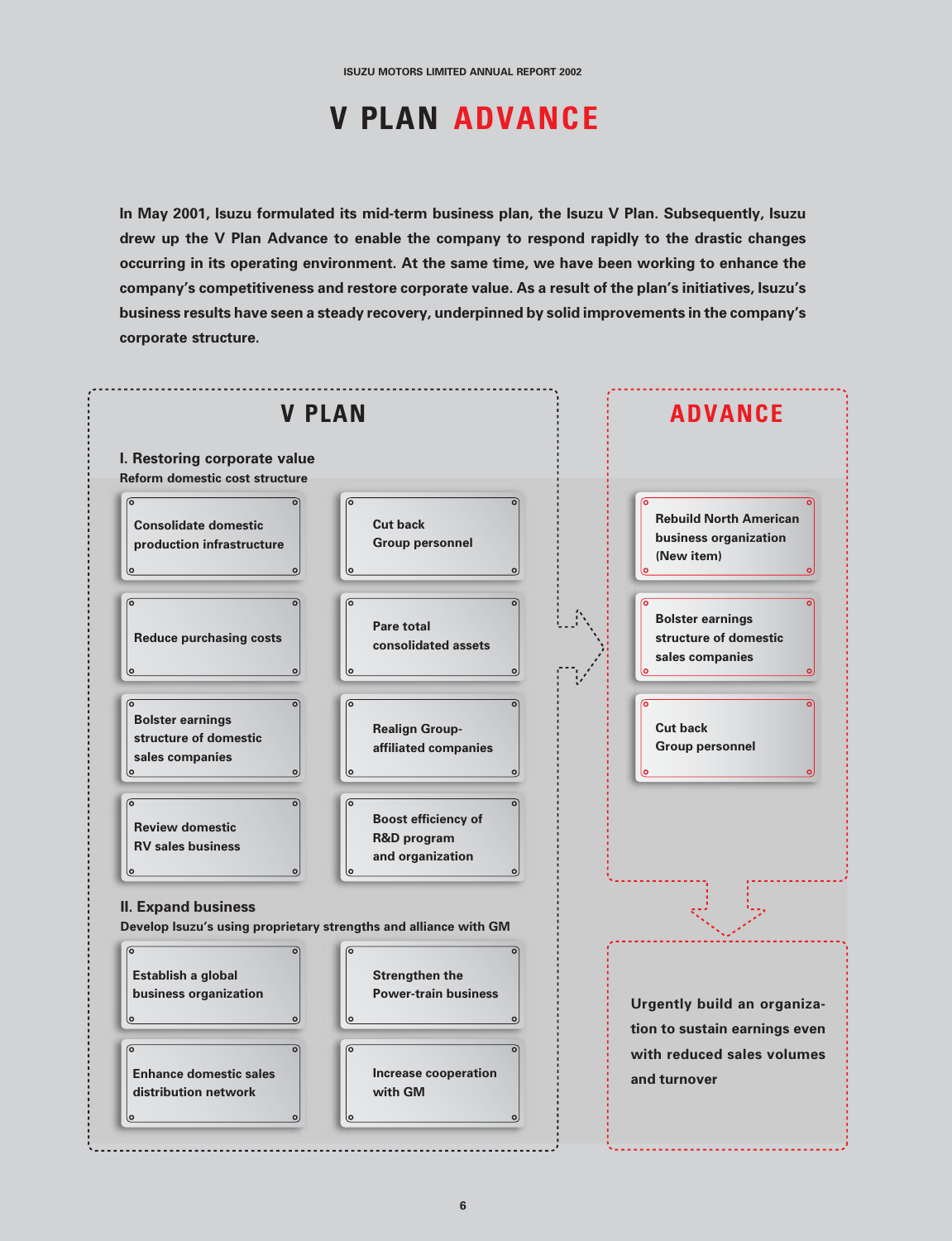# V PLAN ADVANCE

**In May 2001, Isuzu formulated its mid-term business plan, the Isuzu V Plan. Subsequently, Isuzu drew up the V Plan Advance to enable the company to respond rapidly to the drastic changes occurring in its operating environment. At the same time, we have been working to enhance the company's competitiveness and restore corporate value. As a result of the plan's initiatives, Isuzu's business results have seen a steady recovery, underpinned by solid improvements in the company's corporate structure.**

## V PLAN

### I. Restoring corporate value

**Reform domestic cost structure**

- Consolidate domestic production infrastructure
- Cut back Group personnel
- Reduce purchasing costs
- Pare total consolidated assets
- Bolster earnings structure of domestic sales companies
- Realign Group-affiliated companies
- Review domestic RV sales business
- Boost efficiency of R&D program and organization

### II. Expand business

**Develop Isuzu's using proprietary strengths and alliance with GM**

- Establish a global business organization
- Strengthen the Power-train business
- Enhance domestic sales distribution network
- Increase cooperation with GM

## ADVANCE

- Rebuild North American business organization (New item)
- Bolster earnings structure of domestic sales companies
- Cut back Group personnel

**Urgently build an organization to sustain earnings even with reduced sales volumes and turnover**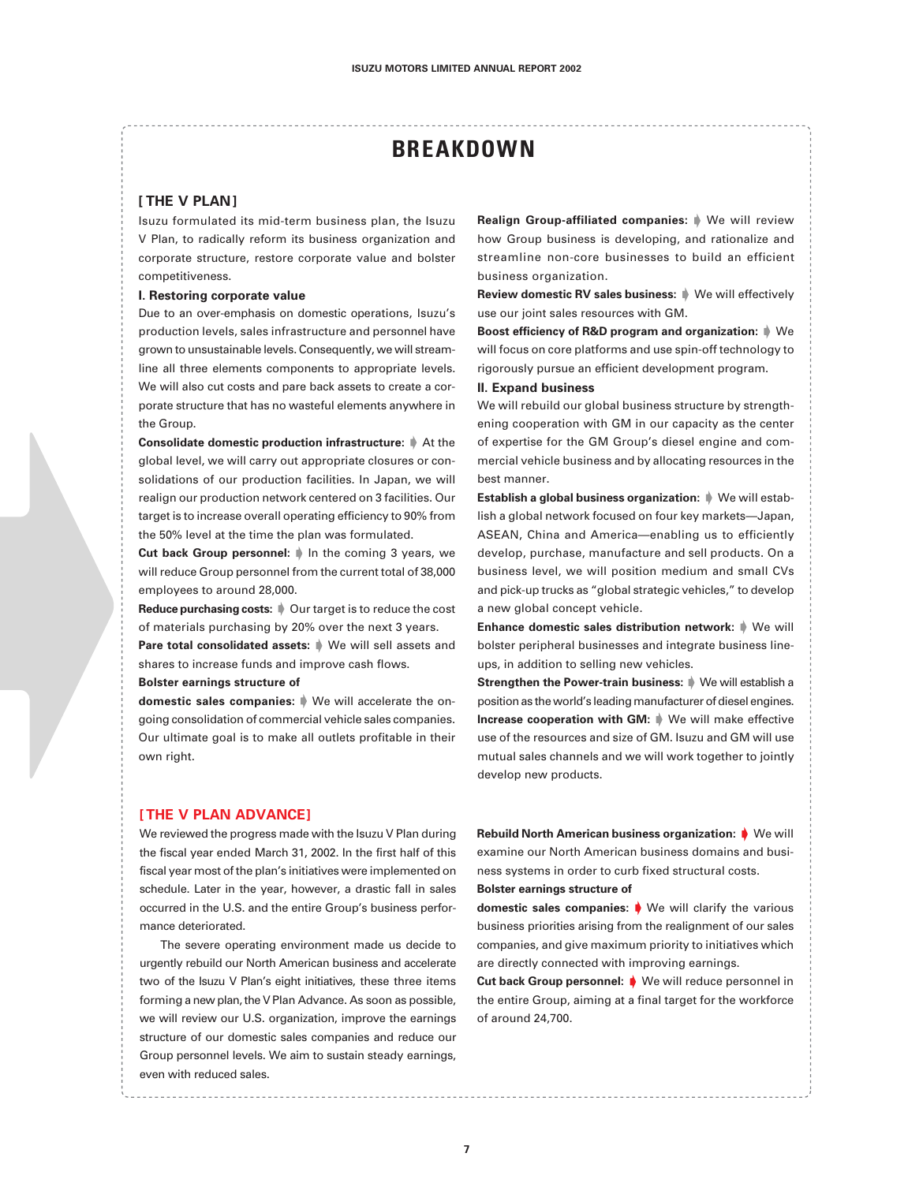# BREAKDOWN

## [ THE V PLAN ]

Isuzu formulated its mid-term business plan, the Isuzu V Plan, to radically reform its business organization and corporate structure, restore corporate value and bolster competitiveness.

### I. Restoring corporate value

Due to an over-emphasis on domestic operations, Isuzu's production levels, sales infrastructure and personnel have grown to unsustainable levels. Consequently, we will streamline all three elements components to appropriate levels. We will also cut costs and pare back assets to create a corporate structure that has no wasteful elements anywhere in the Group.

**Consolidate domestic production infrastructure:** ➧ At the global level, we will carry out appropriate closures or consolidations of our production facilities. In Japan, we will realign our production network centered on 3 facilities. Our target is to increase overall operating efficiency to 90% from the 50% level at the time the plan was formulated.

**Cut back Group personnel:** ➧ In the coming 3 years, we will reduce Group personnel from the current total of 38,000 employees to around 28,000.

**Reduce purchasing costs:** ➧ Our target is to reduce the cost of materials purchasing by 20% over the next 3 years.

**Pare total consolidated assets:** ➧ We will sell assets and shares to increase funds and improve cash flows.

**Bolster earnings structure of domestic sales companies:** ➧ We will accelerate the on-going consolidation of commercial vehicle sales companies. Our ultimate goal is to make all outlets profitable in their own right.

**Realign Group-affiliated companies:** ➧ We will review how Group business is developing, and rationalize and streamline non-core businesses to build an efficient business organization.

**Review domestic RV sales business:** ➧ We will effectively use our joint sales resources with GM.

**Boost efficiency of R&D program and organization:** ➧ We will focus on core platforms and use spin-off technology to rigorously pursue an efficient development program.

### II. Expand business

We will rebuild our global business structure by strengthening cooperation with GM in our capacity as the center of expertise for the GM Group's diesel engine and commercial vehicle business and by allocating resources in the best manner.

**Establish a global business organization:** ➧ We will establish a global network focused on four key markets—Japan, ASEAN, China and America—enabling us to efficiently develop, purchase, manufacture and sell products. On a business level, we will position medium and small CVs and pick-up trucks as "global strategic vehicles," to develop a new global concept vehicle.

**Enhance domestic sales distribution network:** ➧ We will bolster peripheral businesses and integrate business line-ups, in addition to selling new vehicles.

**Strengthen the Power-train business:** ➧ We will establish a position as the world's leading manufacturer of diesel engines.

**Increase cooperation with GM:** ➧ We will make effective use of the resources and size of GM. Isuzu and GM will use mutual sales channels and we will work together to jointly develop new products.

## [ THE V PLAN ADVANCE ]

We reviewed the progress made with the Isuzu V Plan during the fiscal year ended March 31, 2002. In the first half of this fiscal year most of the plan's initiatives were implemented on schedule. Later in the year, however, a drastic fall in sales occurred in the U.S. and the entire Group's business performance deteriorated.

The severe operating environment made us decide to urgently rebuild our North American business and accelerate two of the Isuzu V Plan's eight initiatives, these three items forming a new plan, the V Plan Advance. As soon as possible, we will review our U.S. organization, improve the earnings structure of our domestic sales companies and reduce our Group personnel levels. We aim to sustain steady earnings, even with reduced sales.

**Rebuild North American business organization:** ➧ We will examine our North American business domains and business systems in order to curb fixed structural costs.

**Bolster earnings structure of domestic sales companies:** ➧ We will clarify the various business priorities arising from the realignment of our sales companies, and give maximum priority to initiatives which are directly connected with improving earnings.

**Cut back Group personnel:** ➧ We will reduce personnel in the entire Group, aiming at a final target for the workforce of around 24,700.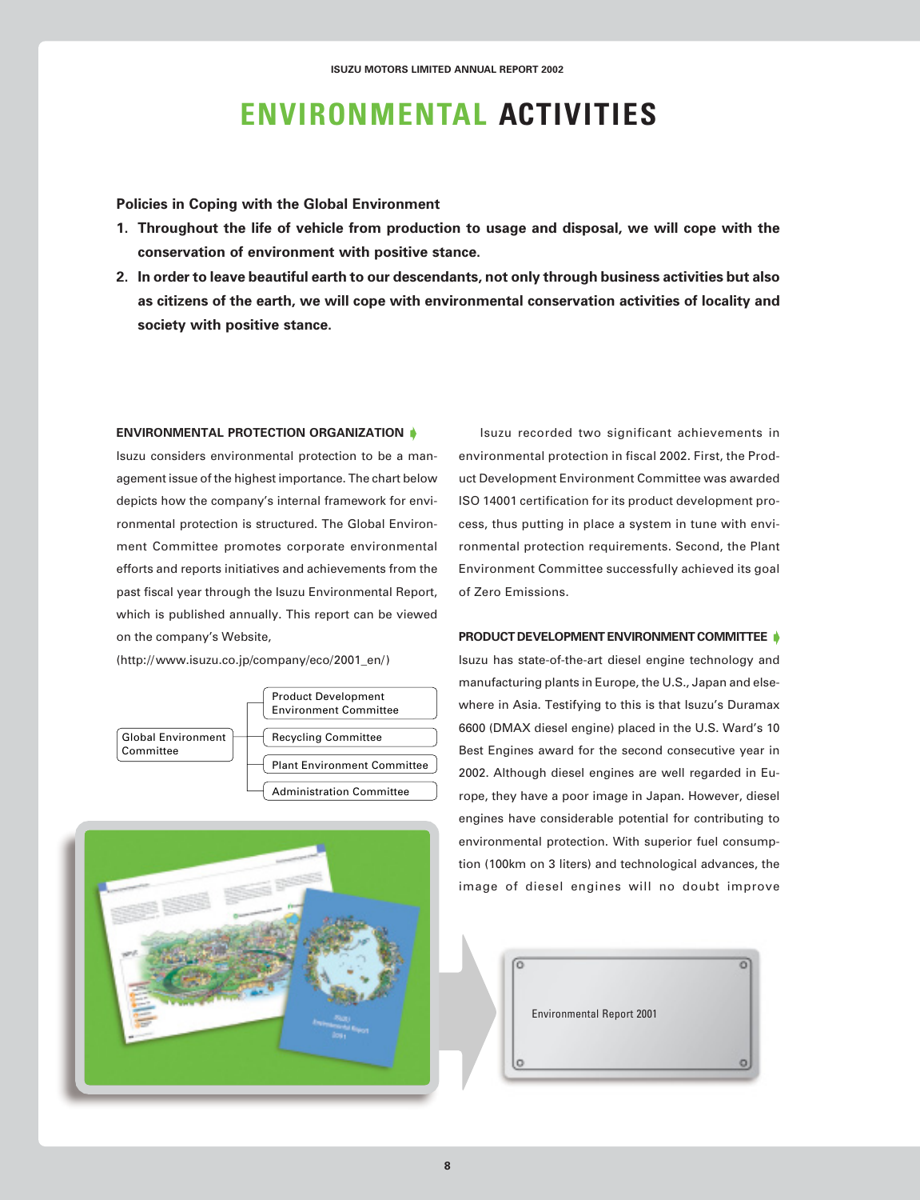# ENVIRONMENTAL ACTIVITIES

**Policies in Coping with the Global Environment**

1. **Throughout the life of vehicle from production to usage and disposal, we will cope with the conservation of environment with positive stance.**
2. **In order to leave beautiful earth to our descendants, not only through business activities but also as citizens of the earth, we will cope with environmental conservation activities of locality and society with positive stance.**

### ENVIRONMENTAL PROTECTION ORGANIZATION

Isuzu considers environmental protection to be a management issue of the highest importance. The chart below depicts how the company's internal framework for environmental protection is structured. The Global Environment Committee promotes corporate environmental efforts and reports initiatives and achievements from the past fiscal year through the Isuzu Environmental Report, which is published annually. This report can be viewed on the company's Website,

(http://www.isuzu.co.jp/company/eco/2001_en/)

- Global Environment Committee
  - Product Development Environment Committee
  - Recycling Committee
  - Plant Environment Committee
  - Administration Committee

Isuzu recorded two significant achievements in environmental protection in fiscal 2002. First, the Product Development Environment Committee was awarded ISO 14001 certification for its product development process, thus putting in place a system in tune with environmental protection requirements. Second, the Plant Environment Committee successfully achieved its goal of Zero Emissions.

### PRODUCT DEVELOPMENT ENVIRONMENT COMMITTEE

Isuzu has state-of-the-art diesel engine technology and manufacturing plants in Europe, the U.S., Japan and elsewhere in Asia. Testifying to this is that Isuzu's Duramax 6600 (DMAX diesel engine) placed in the U.S. Ward's 10 Best Engines award for the second consecutive year in 2002. Although diesel engines are well regarded in Europe, they have a poor image in Japan. However, diesel engines have considerable potential for contributing to environmental protection. With superior fuel consumption (100km on 3 liters) and technological advances, the image of diesel engines will no doubt improve

Environmental Report 2001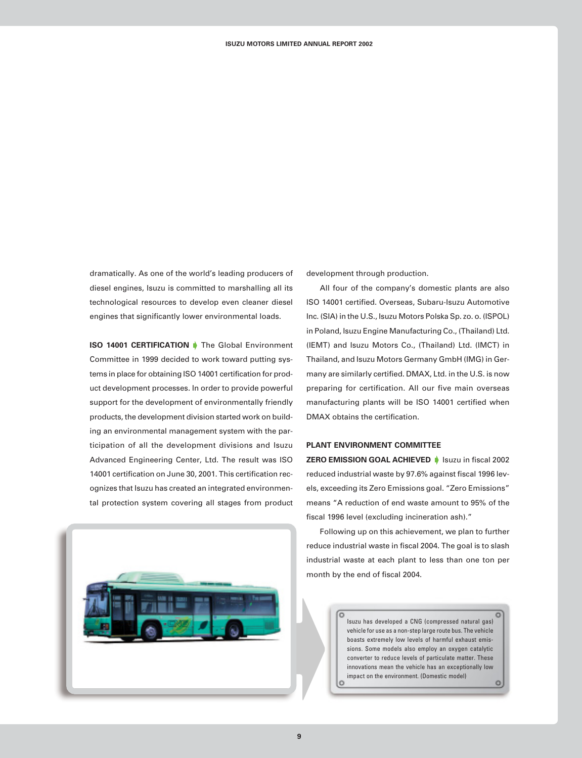dramatically. As one of the world's leading producers of diesel engines, Isuzu is committed to marshalling all its technological resources to develop even cleaner diesel engines that significantly lower environmental loads.

**ISO 14001 CERTIFICATION** The Global Environment Committee in 1999 decided to work toward putting systems in place for obtaining ISO 14001 certification for product development processes. In order to provide powerful support for the development of environmentally friendly products, the development division started work on building an environmental management system with the participation of all the development divisions and Isuzu Advanced Engineering Center, Ltd. The result was ISO 14001 certification on June 30, 2001. This certification recognizes that Isuzu has created an integrated environmental protection system covering all stages from product development through production.

All four of the company's domestic plants are also ISO 14001 certified. Overseas, Subaru-Isuzu Automotive Inc. (SIA) in the U.S., Isuzu Motors Polska Sp. zo. o. (ISPOL) in Poland, Isuzu Engine Manufacturing Co., (Thailand) Ltd. (IEMT) and Isuzu Motors Co., (Thailand) Ltd. (IMCT) in Thailand, and Isuzu Motors Germany GmbH (IMG) in Germany are similarly certified. DMAX, Ltd. in the U.S. is now preparing for certification. All our five main overseas manufacturing plants will be ISO 14001 certified when DMAX obtains the certification.

**PLANT ENVIRONMENT COMMITTEE**

**ZERO EMISSION GOAL ACHIEVED** Isuzu in fiscal 2002 reduced industrial waste by 97.6% against fiscal 1996 levels, exceeding its Zero Emissions goal. "Zero Emissions" means "A reduction of end waste amount to 95% of the fiscal 1996 level (excluding incineration ash)."

Following up on this achievement, we plan to further reduce industrial waste in fiscal 2004. The goal is to slash industrial waste at each plant to less than one ton per month by the end of fiscal 2004.

Isuzu has developed a CNG (compressed natural gas) vehicle for use as a non-step large route bus. The vehicle boasts extremely low levels of harmful exhaust emissions. Some models also employ an oxygen catalytic converter to reduce levels of particulate matter. These innovations mean the vehicle has an exceptionally low impact on the environment. (Domestic model)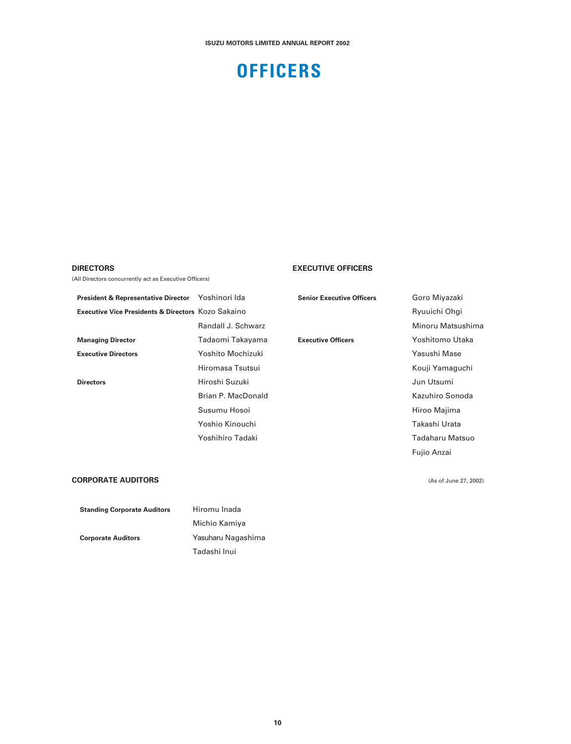# OFFICERS

## DIRECTORS

(All Directors concurrently act as Executive Officers)

| | |
|---|---|
| **President & Representative Director** | Yoshinori Ida |
| **Executive Vice Presidents & Directors** | Kozo Sakaino |
| | Randall J. Schwarz |
| **Managing Director** | Tadaomi Takayama |
| **Executive Directors** | Yoshito Mochizuki |
| | Hiromasa Tsutsui |
| **Directors** | Hiroshi Suzuki |
| | Brian P. MacDonald |
| | Susumu Hosoi |
| | Yoshio Kinouchi |
| | Yoshihiro Tadaki |

## EXECUTIVE OFFICERS

| | |
|---|---|
| **Senior Executive Officers** | Goro Miyazaki |
| | Ryuuichi Ohgi |
| | Minoru Matsushima |
| **Executive Officers** | Yoshitomo Utaka |
| | Yasushi Mase |
| | Kouji Yamaguchi |
| | Jun Utsumi |
| | Kazuhiro Sonoda |
| | Hiroo Majima |
| | Takashi Urata |
| | Tadaharu Matsuo |
| | Fujio Anzai |

## CORPORATE AUDITORS

| | |
|---|---|
| **Standing Corporate Auditors** | Hiromu Inada |
| | Michio Kamiya |
| **Corporate Auditors** | Yasuharu Nagashima |
| | Tadashi Inui |

(As of June 27, 2002)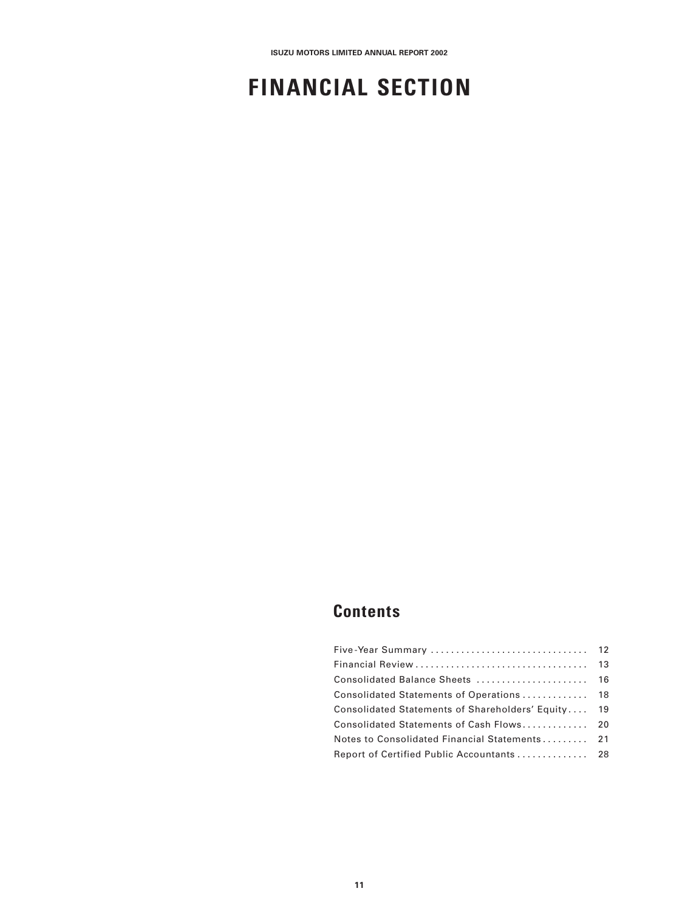# FINANCIAL SECTION

## Contents

| | |
|---|---|
| Five-Year Summary | 12 |
| Financial Review | 13 |
| Consolidated Balance Sheets | 16 |
| Consolidated Statements of Operations | 18 |
| Consolidated Statements of Shareholders' Equity | 19 |
| Consolidated Statements of Cash Flows | 20 |
| Notes to Consolidated Financial Statements | 21 |
| Report of Certified Public Accountants | 28 |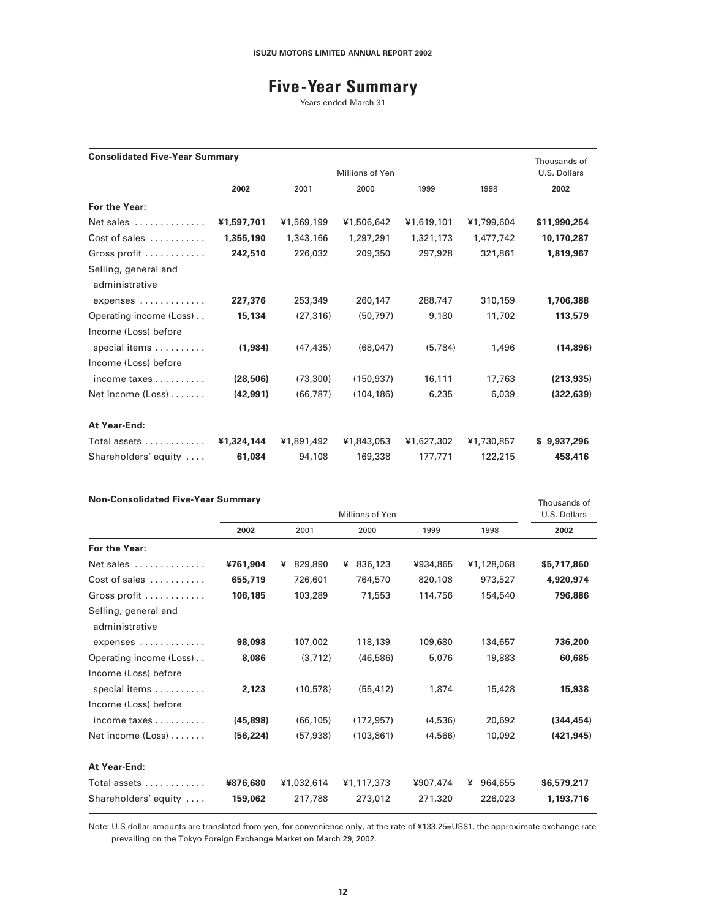# Five-Year Summary

Years ended March 31

**Consolidated Five-Year Summary**

| | Millions of Yen | | | | | Thousands of U.S. Dollars |
|---|---|---|---|---|---|---|
| | **2002** | 2001 | 2000 | 1999 | 1998 | **2002** |
| **For the Year:** | | | | | | |
| Net sales | **¥1,597,701** | ¥1,569,199 | ¥1,506,642 | ¥1,619,101 | ¥1,799,604 | **$11,990,254** |
| Cost of sales | **1,355,190** | 1,343,166 | 1,297,291 | 1,321,173 | 1,477,742 | **10,170,287** |
| Gross profit | **242,510** | 226,032 | 209,350 | 297,928 | 321,861 | **1,819,967** |
| Selling, general and administrative expenses | **227,376** | 253,349 | 260,147 | 288,747 | 310,159 | **1,706,388** |
| Operating income (Loss) | **15,134** | (27,316) | (50,797) | 9,180 | 11,702 | **113,579** |
| Income (Loss) before special items | **(1,984)** | (47,435) | (68,047) | (5,784) | 1,496 | **(14,896)** |
| Income (Loss) before income taxes | **(28,506)** | (73,300) | (150,937) | 16,111 | 17,763 | **(213,935)** |
| Net income (Loss) | **(42,991)** | (66,787) | (104,186) | 6,235 | 6,039 | **(322,639)** |
| **At Year-End:** | | | | | | |
| Total assets | **¥1,324,144** | ¥1,891,492 | ¥1,843,053 | ¥1,627,302 | ¥1,730,857 | **$ 9,937,296** |
| Shareholders' equity | **61,084** | 94,108 | 169,338 | 177,771 | 122,215 | **458,416** |

**Non-Consolidated Five-Year Summary**

| | Millions of Yen | | | | | Thousands of U.S. Dollars |
|---|---|---|---|---|---|---|
| | **2002** | 2001 | 2000 | 1999 | 1998 | **2002** |
| **For the Year:** | | | | | | |
| Net sales | **¥761,904** | ¥ 829,890 | ¥ 836,123 | ¥934,865 | ¥1,128,068 | **$5,717,860** |
| Cost of sales | **655,719** | 726,601 | 764,570 | 820,108 | 973,527 | **4,920,974** |
| Gross profit | **106,185** | 103,289 | 71,553 | 114,756 | 154,540 | **796,886** |
| Selling, general and administrative expenses | **98,098** | 107,002 | 118,139 | 109,680 | 134,657 | **736,200** |
| Operating income (Loss) | **8,086** | (3,712) | (46,586) | 5,076 | 19,883 | **60,685** |
| Income (Loss) before special items | **2,123** | (10,578) | (55,412) | 1,874 | 15,428 | **15,938** |
| Income (Loss) before income taxes | **(45,898)** | (66,105) | (172,957) | (4,536) | 20,692 | **(344,454)** |
| Net income (Loss) | **(56,224)** | (57,938) | (103,861) | (4,566) | 10,092 | **(421,945)** |
| **At Year-End:** | | | | | | |
| Total assets | **¥876,680** | ¥1,032,614 | ¥1,117,373 | ¥907,474 | ¥ 964,655 | **$6,579,217** |
| Shareholders' equity | **159,062** | 217,788 | 273,012 | 271,320 | 226,023 | **1,193,716** |

Note: U.S dollar amounts are translated from yen, for convenience only, at the rate of ¥133.25=US$1, the approximate exchange rate prevailing on the Tokyo Foreign Exchange Market on March 29, 2002.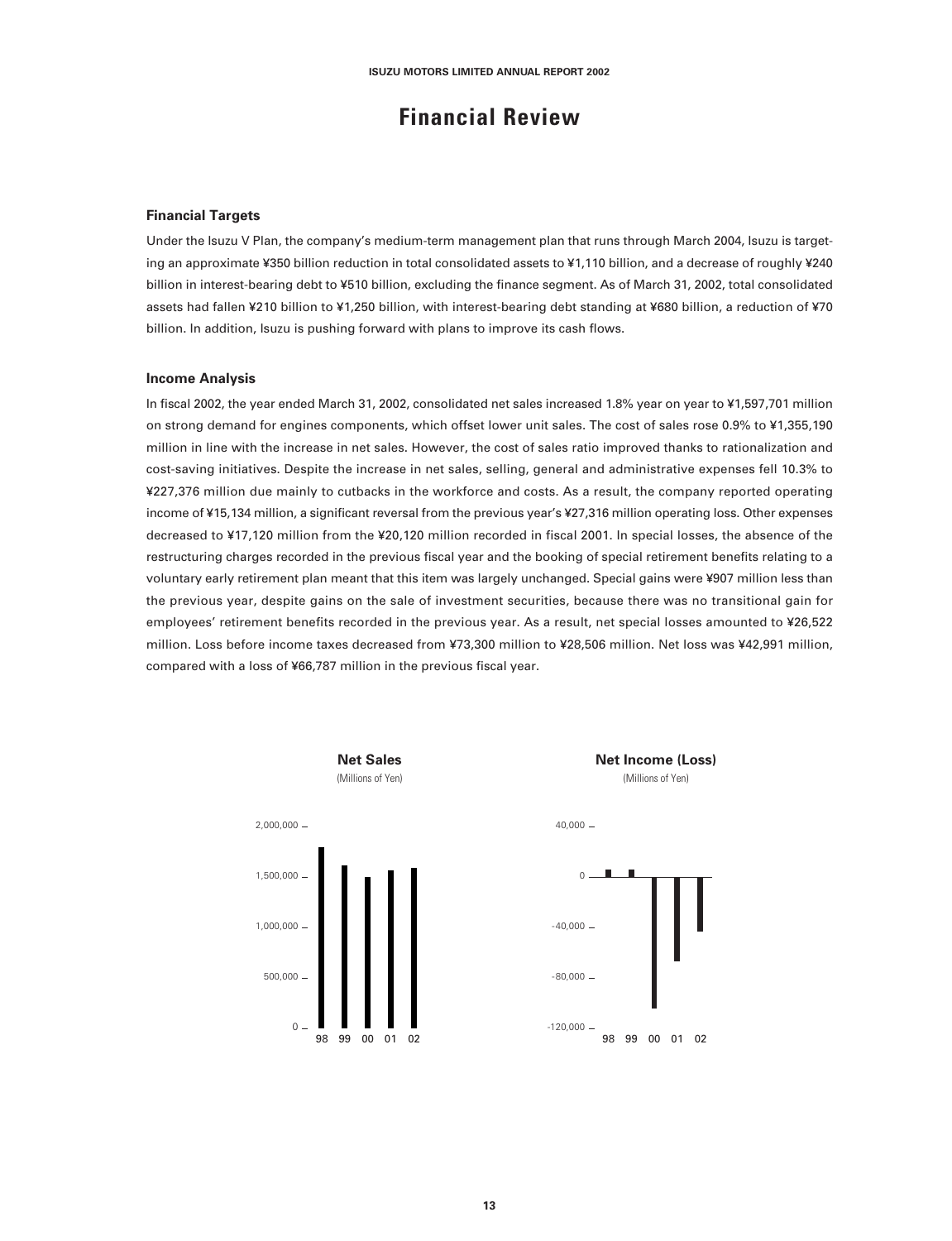# Financial Review

### Financial Targets

Under the Isuzu V Plan, the company's medium-term management plan that runs through March 2004, Isuzu is targeting an approximate ¥350 billion reduction in total consolidated assets to ¥1,110 billion, and a decrease of roughly ¥240 billion in interest-bearing debt to ¥510 billion, excluding the finance segment. As of March 31, 2002, total consolidated assets had fallen ¥210 billion to ¥1,250 billion, with interest-bearing debt standing at ¥680 billion, a reduction of ¥70 billion. In addition, Isuzu is pushing forward with plans to improve its cash flows.

### Income Analysis

In fiscal 2002, the year ended March 31, 2002, consolidated net sales increased 1.8% year on year to ¥1,597,701 million on strong demand for engines components, which offset lower unit sales. The cost of sales rose 0.9% to ¥1,355,190 million in line with the increase in net sales. However, the cost of sales ratio improved thanks to rationalization and cost-saving initiatives. Despite the increase in net sales, selling, general and administrative expenses fell 10.3% to ¥227,376 million due mainly to cutbacks in the workforce and costs. As a result, the company reported operating income of ¥15,134 million, a significant reversal from the previous year's ¥27,316 million operating loss. Other expenses decreased to ¥17,120 million from the ¥20,120 million recorded in fiscal 2001. In special losses, the absence of the restructuring charges recorded in the previous fiscal year and the booking of special retirement benefits relating to a voluntary early retirement plan meant that this item was largely unchanged. Special gains were ¥907 million less than the previous year, despite gains on the sale of investment securities, because there was no transitional gain for employees' retirement benefits recorded in the previous year. As a result, net special losses amounted to ¥26,522 million. Loss before income taxes decreased from ¥73,300 million to ¥28,506 million. Net loss was ¥42,991 million, compared with a loss of ¥66,787 million in the previous fiscal year.

**Net Sales**
(Millions of Yen)

**Net Income (Loss)**
(Millions of Yen)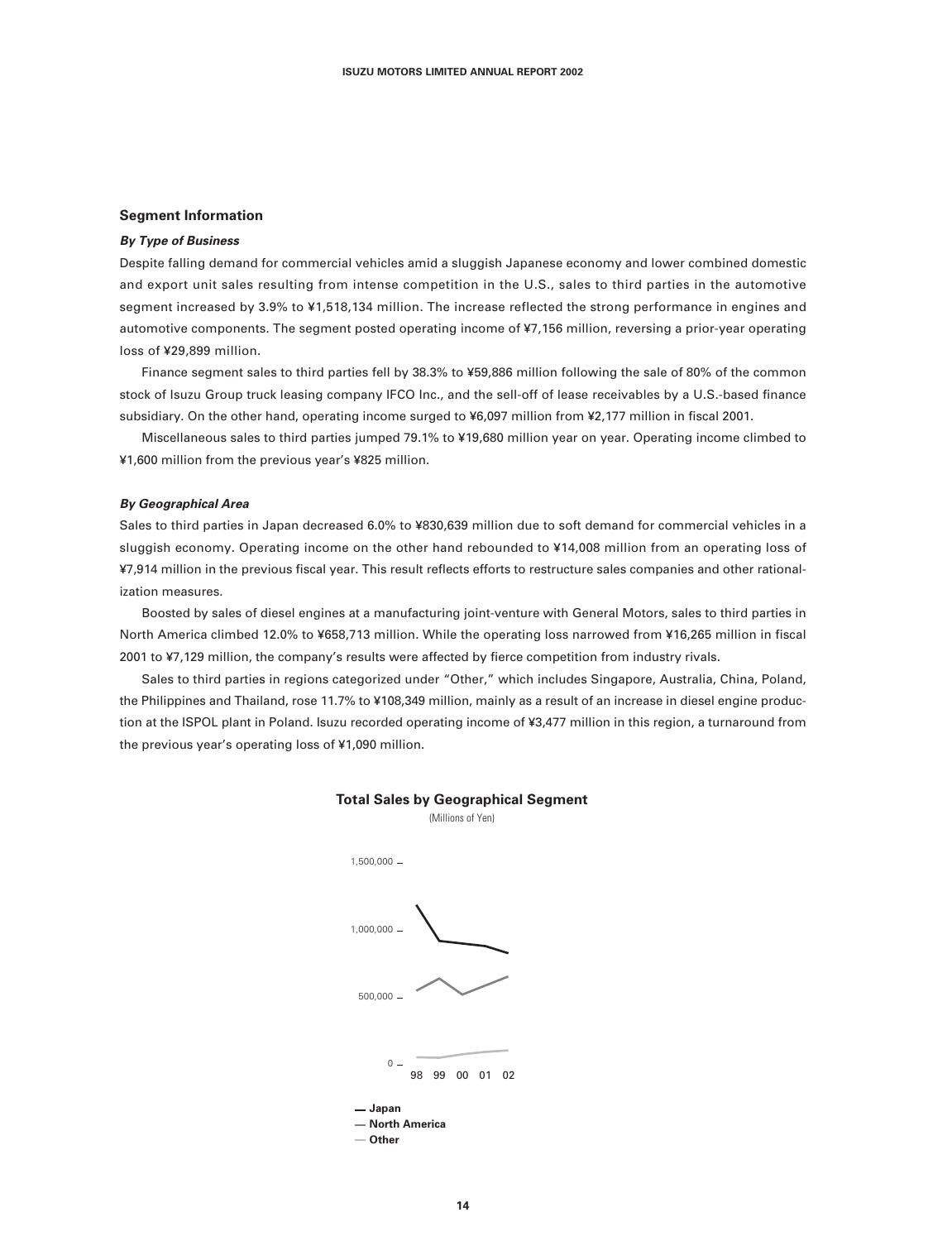## Segment Information

### *By Type of Business*

Despite falling demand for commercial vehicles amid a sluggish Japanese economy and lower combined domestic and export unit sales resulting from intense competition in the U.S., sales to third parties in the automotive segment increased by 3.9% to ¥1,518,134 million. The increase reflected the strong performance in engines and automotive components. The segment posted operating income of ¥7,156 million, reversing a prior-year operating loss of ¥29,899 million.

Finance segment sales to third parties fell by 38.3% to ¥59,886 million following the sale of 80% of the common stock of Isuzu Group truck leasing company IFCO Inc., and the sell-off of lease receivables by a U.S.-based finance subsidiary. On the other hand, operating income surged to ¥6,097 million from ¥2,177 million in fiscal 2001.

Miscellaneous sales to third parties jumped 79.1% to ¥19,680 million year on year. Operating income climbed to ¥1,600 million from the previous year's ¥825 million.

### *By Geographical Area*

Sales to third parties in Japan decreased 6.0% to ¥830,639 million due to soft demand for commercial vehicles in a sluggish economy. Operating income on the other hand rebounded to ¥14,008 million from an operating loss of ¥7,914 million in the previous fiscal year. This result reflects efforts to restructure sales companies and other rationalization measures.

Boosted by sales of diesel engines at a manufacturing joint-venture with General Motors, sales to third parties in North America climbed 12.0% to ¥658,713 million. While the operating loss narrowed from ¥16,265 million in fiscal 2001 to ¥7,129 million, the company's results were affected by fierce competition from industry rivals.

Sales to third parties in regions categorized under "Other," which includes Singapore, Australia, China, Poland, the Philippines and Thailand, rose 11.7% to ¥108,349 million, mainly as a result of an increase in diesel engine production at the ISPOL plant in Poland. Isuzu recorded operating income of ¥3,477 million in this region, a turnaround from the previous year's operating loss of ¥1,090 million.

**Total Sales by Geographical Segment**

(Millions of Yen)

1,500,000
1,000,000
500,000
0

98 99 00 01 02

— Japan
— North America
— Other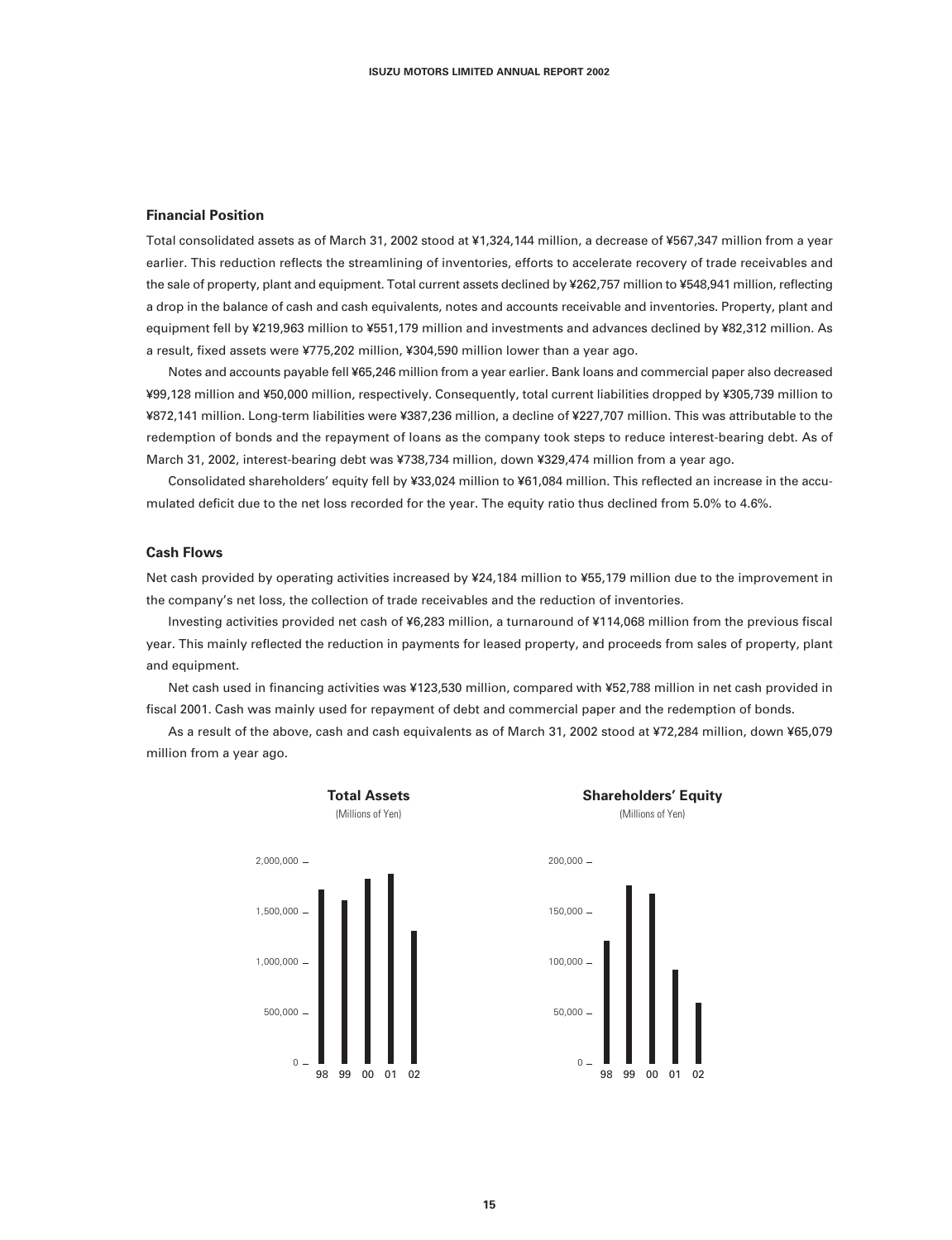## Financial Position

Total consolidated assets as of March 31, 2002 stood at ¥1,324,144 million, a decrease of ¥567,347 million from a year earlier. This reduction reflects the streamlining of inventories, efforts to accelerate recovery of trade receivables and the sale of property, plant and equipment. Total current assets declined by ¥262,757 million to ¥548,941 million, reflecting a drop in the balance of cash and cash equivalents, notes and accounts receivable and inventories. Property, plant and equipment fell by ¥219,963 million to ¥551,179 million and investments and advances declined by ¥82,312 million. As a result, fixed assets were ¥775,202 million, ¥304,590 million lower than a year ago.

Notes and accounts payable fell ¥65,246 million from a year earlier. Bank loans and commercial paper also decreased ¥99,128 million and ¥50,000 million, respectively. Consequently, total current liabilities dropped by ¥305,739 million to ¥872,141 million. Long-term liabilities were ¥387,236 million, a decline of ¥227,707 million. This was attributable to the redemption of bonds and the repayment of loans as the company took steps to reduce interest-bearing debt. As of March 31, 2002, interest-bearing debt was ¥738,734 million, down ¥329,474 million from a year ago.

Consolidated shareholders' equity fell by ¥33,024 million to ¥61,084 million. This reflected an increase in the accumulated deficit due to the net loss recorded for the year. The equity ratio thus declined from 5.0% to 4.6%.

## Cash Flows

Net cash provided by operating activities increased by ¥24,184 million to ¥55,179 million due to the improvement in the company's net loss, the collection of trade receivables and the reduction of inventories.

Investing activities provided net cash of ¥6,283 million, a turnaround of ¥114,068 million from the previous fiscal year. This mainly reflected the reduction in payments for leased property, and proceeds from sales of property, plant and equipment.

Net cash used in financing activities was ¥123,530 million, compared with ¥52,788 million in net cash provided in fiscal 2001. Cash was mainly used for repayment of debt and commercial paper and the redemption of bonds.

As a result of the above, cash and cash equivalents as of March 31, 2002 stood at ¥72,284 million, down ¥65,079 million from a year ago.

**Total Assets**
(Millions of Yen)

**Shareholders' Equity**
(Millions of Yen)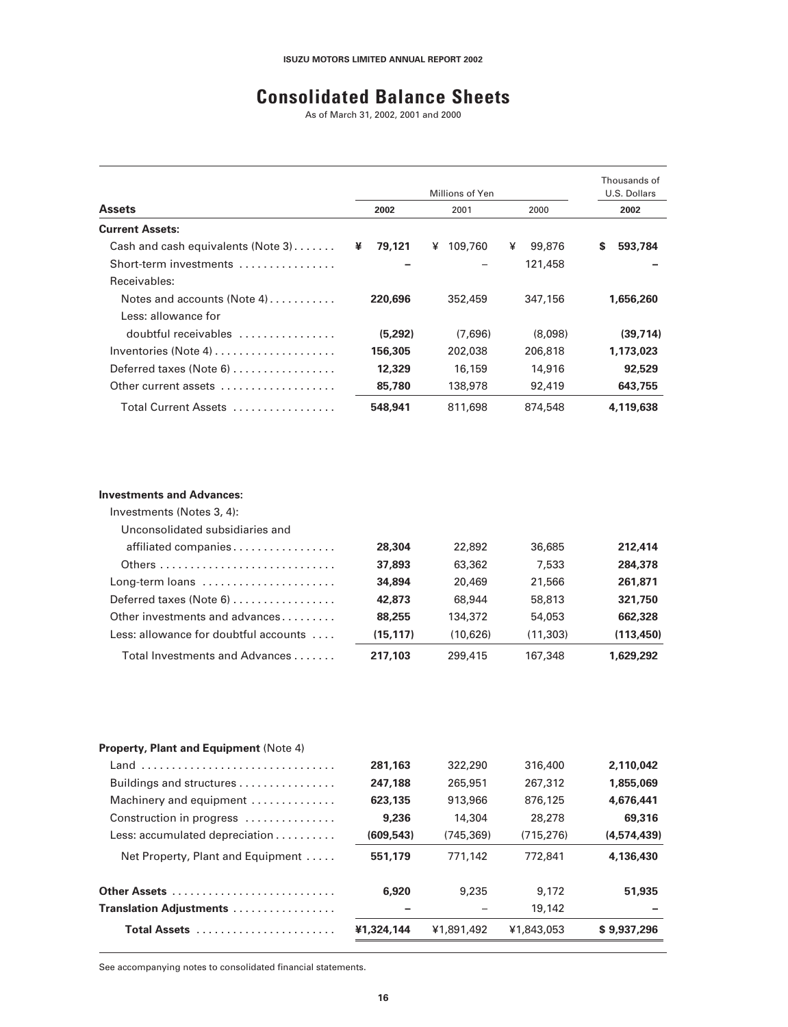# Consolidated Balance Sheets

As of March 31, 2002, 2001 and 2000

| Assets | Millions of Yen | | | Thousands of U.S. Dollars |
|---|---|---|---|---|
| | **2002** | 2001 | 2000 | **2002** |
| **Current Assets:** | | | | |
| Cash and cash equivalents (Note 3) | **¥ 79,121** | ¥ 109,760 | ¥ 99,876 | **$ 593,784** |
| Short-term investments | **–** | – | 121,458 | **–** |
| Receivables: | | | | |
| Notes and accounts (Note 4) | **220,696** | 352,459 | 347,156 | **1,656,260** |
| Less: allowance for doubtful receivables | **(5,292)** | (7,696) | (8,098) | **(39,714)** |
| Inventories (Note 4) | **156,305** | 202,038 | 206,818 | **1,173,023** |
| Deferred taxes (Note 6) | **12,329** | 16,159 | 14,916 | **92,529** |
| Other current assets | **85,780** | 138,978 | 92,419 | **643,755** |
| Total Current Assets | **548,941** | 811,698 | 874,548 | **4,119,638** |
| **Investments and Advances:** | | | | |
| Investments (Notes 3, 4): | | | | |
| Unconsolidated subsidiaries and affiliated companies | **28,304** | 22,892 | 36,685 | **212,414** |
| Others | **37,893** | 63,362 | 7,533 | **284,378** |
| Long-term loans | **34,894** | 20,469 | 21,566 | **261,871** |
| Deferred taxes (Note 6) | **42,873** | 68,944 | 58,813 | **321,750** |
| Other investments and advances | **88,255** | 134,372 | 54,053 | **662,328** |
| Less: allowance for doubtful accounts | **(15,117)** | (10,626) | (11,303) | **(113,450)** |
| Total Investments and Advances | **217,103** | 299,415 | 167,348 | **1,629,292** |
| **Property, Plant and Equipment** (Note 4) | | | | |
| Land | **281,163** | 322,290 | 316,400 | **2,110,042** |
| Buildings and structures | **247,188** | 265,951 | 267,312 | **1,855,069** |
| Machinery and equipment | **623,135** | 913,966 | 876,125 | **4,676,441** |
| Construction in progress | **9,236** | 14,304 | 28,278 | **69,316** |
| Less: accumulated depreciation | **(609,543)** | (745,369) | (715,276) | **(4,574,439)** |
| Net Property, Plant and Equipment | **551,179** | 771,142 | 772,841 | **4,136,430** |
| **Other Assets** | **6,920** | 9,235 | 9,172 | **51,935** |
| **Translation Adjustments** | **–** | – | 19,142 | **–** |
| **Total Assets** | **¥1,324,144** | ¥1,891,492 | ¥1,843,053 | **$ 9,937,296** |

See accompanying notes to consolidated financial statements.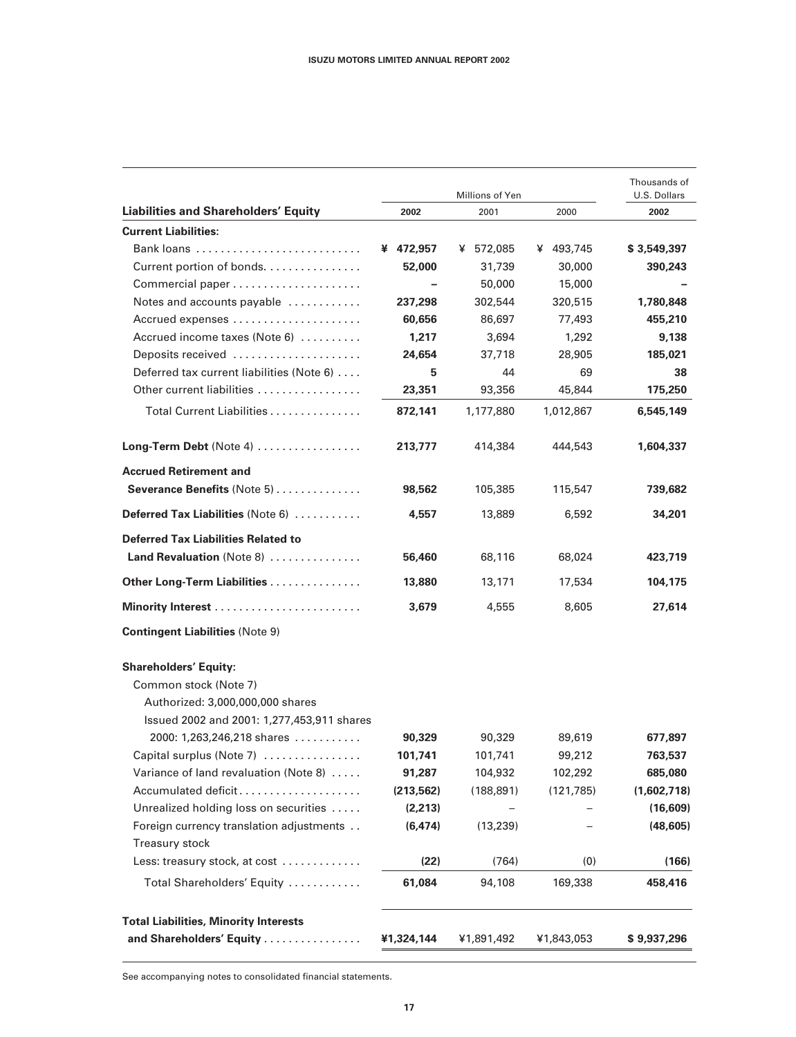| Liabilities and Shareholders' Equity | Millions of Yen | | | Thousands of U.S. Dollars |
|---|---|---|---|---|
| | 2002 | 2001 | 2000 | 2002 |
| **Current Liabilities:** | | | | |
| Bank loans | **¥ 472,957** | ¥ 572,085 | ¥ 493,745 | **$ 3,549,397** |
| Current portion of bonds | **52,000** | 31,739 | 30,000 | **390,243** |
| Commercial paper | **–** | 50,000 | 15,000 | **–** |
| Notes and accounts payable | **237,298** | 302,544 | 320,515 | **1,780,848** |
| Accrued expenses | **60,656** | 86,697 | 77,493 | **455,210** |
| Accrued income taxes (Note 6) | **1,217** | 3,694 | 1,292 | **9,138** |
| Deposits received | **24,654** | 37,718 | 28,905 | **185,021** |
| Deferred tax current liabilities (Note 6) | **5** | 44 | 69 | **38** |
| Other current liabilities | **23,351** | 93,356 | 45,844 | **175,250** |
| Total Current Liabilities | **872,141** | 1,177,880 | 1,012,867 | **6,545,149** |
| **Long-Term Debt** (Note 4) | **213,777** | 414,384 | 444,543 | **1,604,337** |
| **Accrued Retirement and Severance Benefits** (Note 5) | **98,562** | 105,385 | 115,547 | **739,682** |
| **Deferred Tax Liabilities** (Note 6) | **4,557** | 13,889 | 6,592 | **34,201** |
| **Deferred Tax Liabilities Related to Land Revaluation** (Note 8) | **56,460** | 68,116 | 68,024 | **423,719** |
| **Other Long-Term Liabilities** | **13,880** | 13,171 | 17,534 | **104,175** |
| **Minority Interest** | **3,679** | 4,555 | 8,605 | **27,614** |
| **Contingent Liabilities** (Note 9) | | | | |
| **Shareholders' Equity:** | | | | |
| Common stock (Note 7)<br>Authorized: 3,000,000,000 shares<br>Issued 2002 and 2001: 1,277,453,911 shares<br>2000: 1,263,246,218 shares | **90,329** | 90,329 | 89,619 | **677,897** |
| Capital surplus (Note 7) | **101,741** | 101,741 | 99,212 | **763,537** |
| Variance of land revaluation (Note 8) | **91,287** | 104,932 | 102,292 | **685,080** |
| Accumulated deficit | **(213,562)** | (188,891) | (121,785) | **(1,602,718)** |
| Unrealized holding loss on securities | **(2,213)** | – | – | **(16,609)** |
| Foreign currency translation adjustments | **(6,474)** | (13,239) | – | **(48,605)** |
| Treasury stock<br>Less: treasury stock, at cost | **(22)** | (764) | (0) | **(166)** |
| Total Shareholders' Equity | **61,084** | 94,108 | 169,338 | **458,416** |
| **Total Liabilities, Minority Interests and Shareholders' Equity** | **¥1,324,144** | ¥1,891,492 | ¥1,843,053 | **$ 9,937,296** |

See accompanying notes to consolidated financial statements.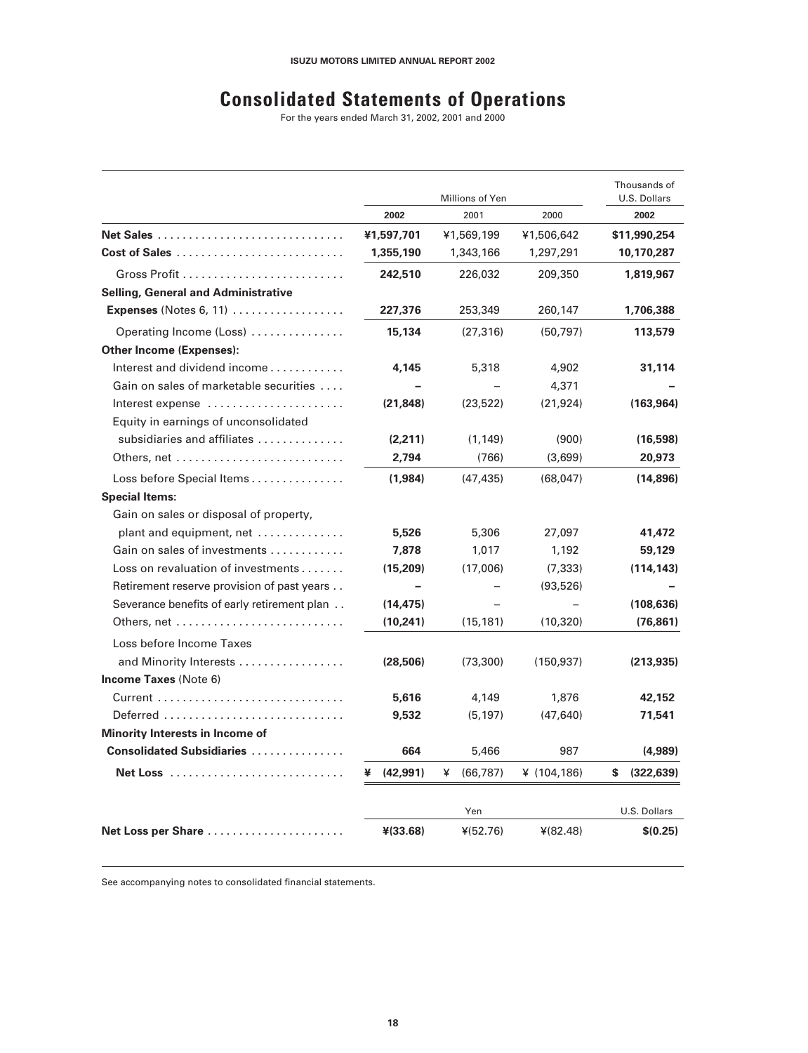# Consolidated Statements of Operations

For the years ended March 31, 2002, 2001 and 2000

| | Millions of Yen | | | Thousands of U.S. Dollars |
|---|---|---|---|---|
| | **2002** | 2001 | 2000 | **2002** |
| **Net Sales** | **¥1,597,701** | ¥1,569,199 | ¥1,506,642 | **$11,990,254** |
| **Cost of Sales** | **1,355,190** | 1,343,166 | 1,297,291 | **10,170,287** |
| Gross Profit | **242,510** | 226,032 | 209,350 | **1,819,967** |
| **Selling, General and Administrative Expenses** (Notes 6, 11) | **227,376** | 253,349 | 260,147 | **1,706,388** |
| Operating Income (Loss) | **15,134** | (27,316) | (50,797) | **113,579** |
| **Other Income (Expenses):** | | | | |
| Interest and dividend income | **4,145** | 5,318 | 4,902 | **31,114** |
| Gain on sales of marketable securities | **–** | – | 4,371 | **–** |
| Interest expense | **(21,848)** | (23,522) | (21,924) | **(163,964)** |
| Equity in earnings of unconsolidated subsidiaries and affiliates | **(2,211)** | (1,149) | (900) | **(16,598)** |
| Others, net | **2,794** | (766) | (3,699) | **20,973** |
| Loss before Special Items | **(1,984)** | (47,435) | (68,047) | **(14,896)** |
| **Special Items:** | | | | |
| Gain on sales or disposal of property, plant and equipment, net | **5,526** | 5,306 | 27,097 | **41,472** |
| Gain on sales of investments | **7,878** | 1,017 | 1,192 | **59,129** |
| Loss on revaluation of investments | **(15,209)** | (17,006) | (7,333) | **(114,143)** |
| Retirement reserve provision of past years | **–** | – | (93,526) | **–** |
| Severance benefits of early retirement plan | **(14,475)** | – | – | **(108,636)** |
| Others, net | **(10,241)** | (15,181) | (10,320) | **(76,861)** |
| Loss before Income Taxes and Minority Interests | **(28,506)** | (73,300) | (150,937) | **(213,935)** |
| **Income Taxes** (Note 6) | | | | |
| Current | **5,616** | 4,149 | 1,876 | **42,152** |
| Deferred | **9,532** | (5,197) | (47,640) | **71,541** |
| **Minority Interests in Income of Consolidated Subsidiaries** | **664** | 5,466 | 987 | **(4,989)** |
| **Net Loss** | **¥ (42,991)** | ¥ (66,787) | ¥ (104,186) | **$ (322,639)** |

| | Yen | | | U.S. Dollars |
|---|---|---|---|---|
| **Net Loss per Share** | **¥(33.68)** | ¥(52.76) | ¥(82.48) | **$(0.25)** |

See accompanying notes to consolidated financial statements.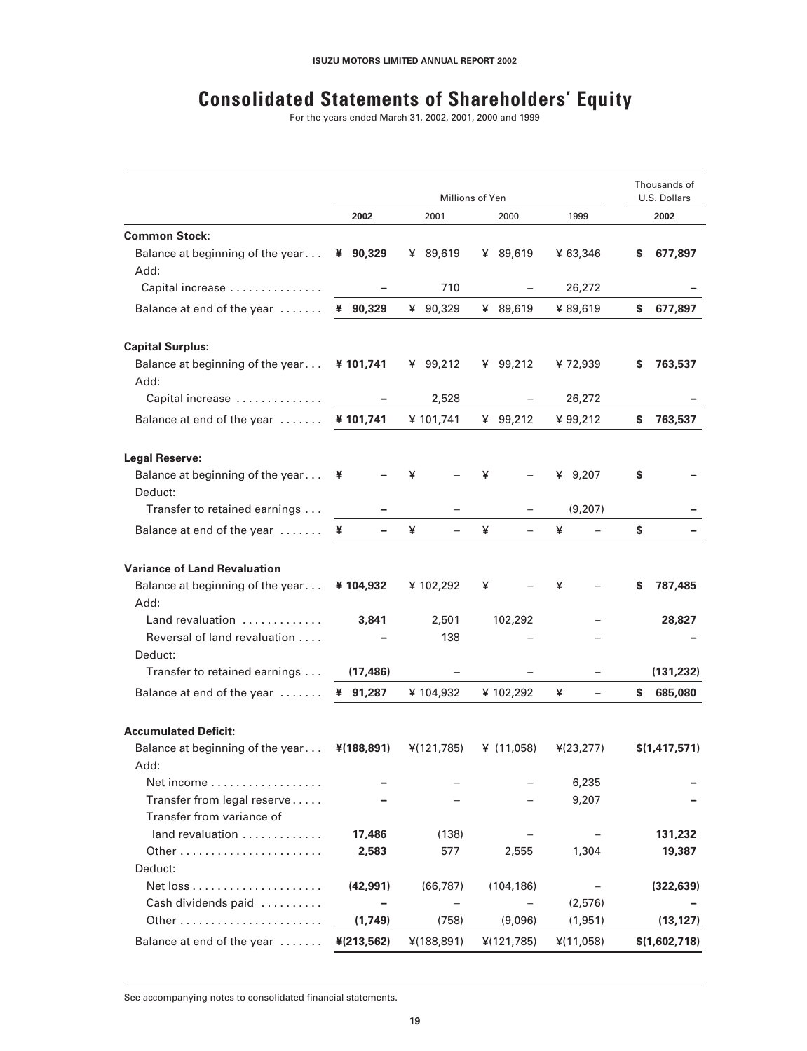# Consolidated Statements of Shareholders' Equity

For the years ended March 31, 2002, 2001, 2000 and 1999

| | Millions of Yen | | | | Thousands of U.S. Dollars |
|---|---|---|---|---|---|
| | **2002** | 2001 | 2000 | 1999 | **2002** |
| **Common Stock:** | | | | | |
| Balance at beginning of the year | **¥ 90,329** | ¥ 89,619 | ¥ 89,619 | ¥ 63,346 | **$ 677,897** |
| Add: | | | | | |
| Capital increase | **–** | 710 | – | 26,272 | **–** |
| Balance at end of the year | **¥ 90,329** | ¥ 90,329 | ¥ 89,619 | ¥ 89,619 | **$ 677,897** |
| **Capital Surplus:** | | | | | |
| Balance at beginning of the year | **¥ 101,741** | ¥ 99,212 | ¥ 99,212 | ¥ 72,939 | **$ 763,537** |
| Add: | | | | | |
| Capital increase | **–** | 2,528 | – | 26,272 | **–** |
| Balance at end of the year | **¥ 101,741** | ¥ 101,741 | ¥ 99,212 | ¥ 99,212 | **$ 763,537** |
| **Legal Reserve:** | | | | | |
| Balance at beginning of the year | **¥ –** | ¥ – | ¥ – | ¥ 9,207 | **$ –** |
| Deduct: | | | | | |
| Transfer to retained earnings | **–** | – | – | (9,207) | **–** |
| Balance at end of the year | **¥ –** | ¥ – | ¥ – | ¥ – | **$ –** |
| **Variance of Land Revaluation** | | | | | |
| Balance at beginning of the year | **¥ 104,932** | ¥ 102,292 | ¥ – | ¥ – | **$ 787,485** |
| Add: | | | | | |
| Land revaluation | **3,841** | 2,501 | 102,292 | – | **28,827** |
| Reversal of land revaluation | **–** | 138 | – | – | **–** |
| Deduct: | | | | | |
| Transfer to retained earnings | **(17,486)** | – | – | – | **(131,232)** |
| Balance at end of the year | **¥ 91,287** | ¥ 104,932 | ¥ 102,292 | ¥ – | **$ 685,080** |
| **Accumulated Deficit:** | | | | | |
| Balance at beginning of the year | **¥(188,891)** | ¥(121,785) | ¥ (11,058) | ¥(23,277) | **$(1,417,571)** |
| Add: | | | | | |
| Net income | **–** | – | – | 6,235 | **–** |
| Transfer from legal reserve | **–** | – | – | 9,207 | **–** |
| Transfer from variance of land revaluation | **17,486** | (138) | – | – | **131,232** |
| Other | **2,583** | 577 | 2,555 | 1,304 | **19,387** |
| Deduct: | | | | | |
| Net loss | **(42,991)** | (66,787) | (104,186) | – | **(322,639)** |
| Cash dividends paid | **–** | – | – | (2,576) | **–** |
| Other | **(1,749)** | (758) | (9,096) | (1,951) | **(13,127)** |
| Balance at end of the year | **¥(213,562)** | ¥(188,891) | ¥(121,785) | ¥(11,058) | **$(1,602,718)** |

See accompanying notes to consolidated financial statements.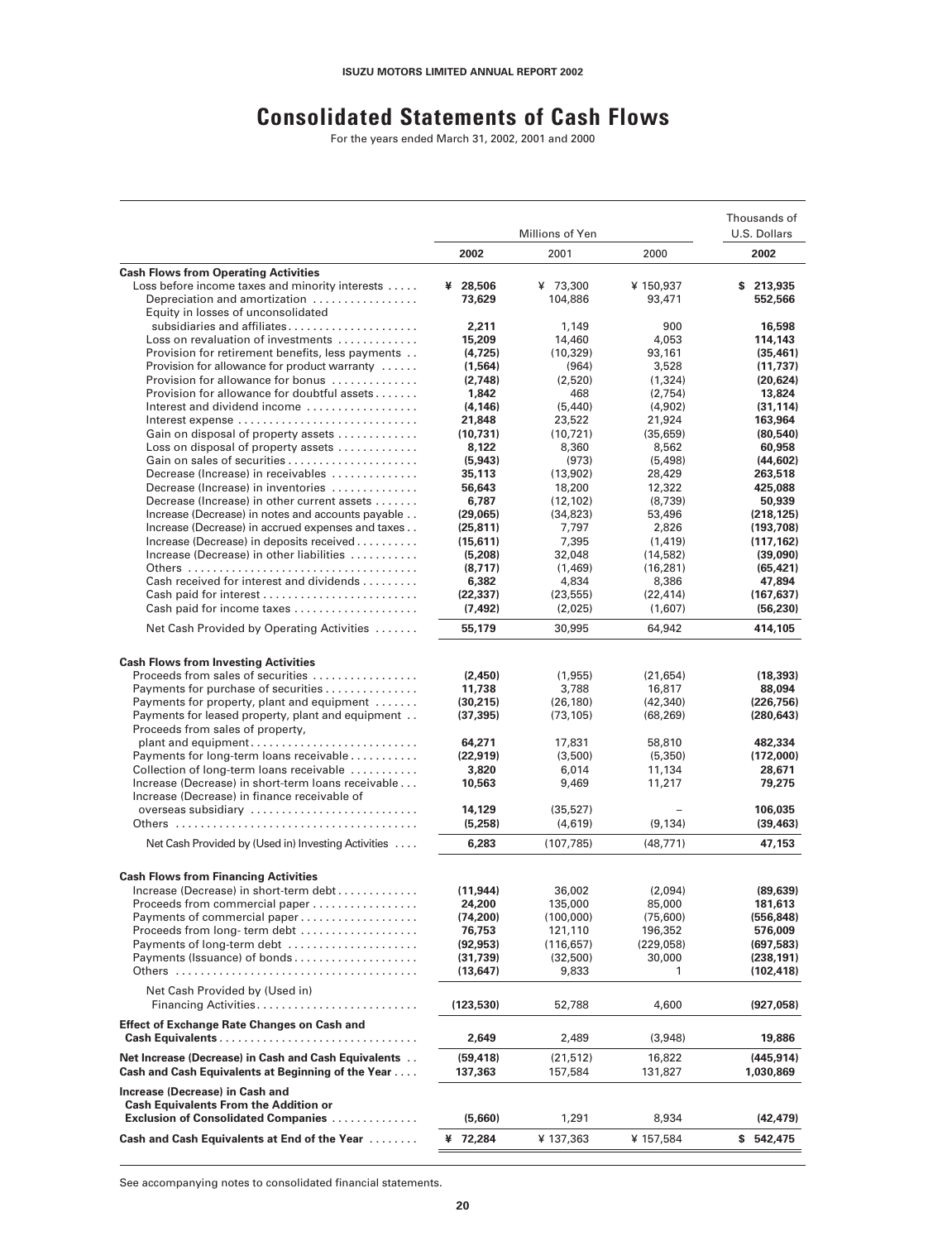# Consolidated Statements of Cash Flows

For the years ended March 31, 2002, 2001 and 2000

| | Millions of Yen | | | Thousands of U.S. Dollars |
|---|---|---|---|---|
| | **2002** | 2001 | 2000 | **2002** |
| **Cash Flows from Operating Activities** | | | | |
| Loss before income taxes and minority interests | **¥ 28,506** | ¥ 73,300 | ¥ 150,937 | **$ 213,935** |
| Depreciation and amortization | **73,629** | 104,886 | 93,471 | **552,566** |
| Equity in losses of unconsolidated subsidiaries and affiliates | **2,211** | 1,149 | 900 | **16,598** |
| Loss on revaluation of investments | **15,209** | 14,460 | 4,053 | **114,143** |
| Provision for retirement benefits, less payments | **(4,725)** | (10,329) | 93,161 | **(35,461)** |
| Provision for allowance for product warranty | **(1,564)** | (964) | 3,528 | **(11,737)** |
| Provision for allowance for bonus | **(2,748)** | (2,520) | (1,324) | **(20,624)** |
| Provision for allowance for doubtful assets | **1,842** | 468 | (2,754) | **13,824** |
| Interest and dividend income | **(4,146)** | (5,440) | (4,902) | **(31,114)** |
| Interest expense | **21,848** | 23,522 | 21,924 | **163,964** |
| Gain on disposal of property assets | **(10,731)** | (10,721) | (35,659) | **(80,540)** |
| Loss on disposal of property assets | **8,122** | 8,360 | 8,562 | **60,958** |
| Gain on sales of securities | **(5,943)** | (973) | (5,498) | **(44,602)** |
| Decrease (Increase) in receivables | **35,113** | (13,902) | 28,429 | **263,518** |
| Decrease (Increase) in inventories | **56,643** | 18,200 | 12,322 | **425,088** |
| Decrease (Increase) in other current assets | **6,787** | (12,102) | (8,739) | **50,939** |
| Increase (Decrease) in notes and accounts payable | **(29,065)** | (34,823) | 53,496 | **(218,125)** |
| Increase (Decrease) in accrued expenses and taxes | **(25,811)** | 7,797 | 2,826 | **(193,708)** |
| Increase (Decrease) in deposits received | **(15,611)** | 7,395 | (1,419) | **(117,162)** |
| Increase (Decrease) in other liabilities | **(5,208)** | 32,048 | (14,582) | **(39,090)** |
| Others | **(8,717)** | (1,469) | (16,281) | **(65,421)** |
| Cash received for interest and dividends | **6,382** | 4,834 | 8,386 | **47,894** |
| Cash paid for interest | **(22,337)** | (23,555) | (22,414) | **(167,637)** |
| Cash paid for income taxes | **(7,492)** | (2,025) | (1,607) | **(56,230)** |
| Net Cash Provided by Operating Activities | **55,179** | 30,995 | 64,942 | **414,105** |
| **Cash Flows from Investing Activities** | | | | |
| Proceeds from sales of securities | **(2,450)** | (1,955) | (21,654) | **(18,393)** |
| Payments for purchase of securities | **11,738** | 3,788 | 16,817 | **88,094** |
| Payments for property, plant and equipment | **(30,215)** | (26,180) | (42,340) | **(226,756)** |
| Payments for leased property, plant and equipment | **(37,395)** | (73,105) | (68,269) | **(280,643)** |
| Proceeds from sales of property, plant and equipment | **64,271** | 17,831 | 58,810 | **482,334** |
| Payments for long-term loans receivable | **(22,919)** | (3,500) | (5,350) | **(172,000)** |
| Collection of long-term loans receivable | **3,820** | 6,014 | 11,134 | **28,671** |
| Increase (Decrease) in short-term loans receivable | **10,563** | 9,469 | 11,217 | **79,275** |
| Increase (Decrease) in finance receivable of overseas subsidiary | **14,129** | (35,527) | – | **106,035** |
| Others | **(5,258)** | (4,619) | (9,134) | **(39,463)** |
| Net Cash Provided by (Used in) Investing Activities | **6,283** | (107,785) | (48,771) | **47,153** |
| **Cash Flows from Financing Activities** | | | | |
| Increase (Decrease) in short-term debt | **(11,944)** | 36,002 | (2,094) | **(89,639)** |
| Proceeds from commercial paper | **24,200** | 135,000 | 85,000 | **181,613** |
| Payments of commercial paper | **(74,200)** | (100,000) | (75,600) | **(556,848)** |
| Proceeds from long- term debt | **76,753** | 121,110 | 196,352 | **576,009** |
| Payments of long-term debt | **(92,953)** | (116,657) | (229,058) | **(697,583)** |
| Payments (Issuance) of bonds | **(31,739)** | (32,500) | 30,000 | **(238,191)** |
| Others | **(13,647)** | 9,833 | 1 | **(102,418)** |
| Net Cash Provided by (Used in) Financing Activities | **(123,530)** | 52,788 | 4,600 | **(927,058)** |
| **Effect of Exchange Rate Changes on Cash and Cash Equivalents** | **2,649** | 2,489 | (3,948) | **19,886** |
| **Net Increase (Decrease) in Cash and Cash Equivalents** | **(59,418)** | (21,512) | 16,822 | **(445,914)** |
| **Cash and Cash Equivalents at Beginning of the Year** | **137,363** | 157,584 | 131,827 | **1,030,869** |
| **Increase (Decrease) in Cash and Cash Equivalents From the Addition or Exclusion of Consolidated Companies** | **(5,660)** | 1,291 | 8,934 | **(42,479)** |
| **Cash and Cash Equivalents at End of the Year** | **¥ 72,284** | ¥ 137,363 | ¥ 157,584 | **$ 542,475** |

See accompanying notes to consolidated financial statements.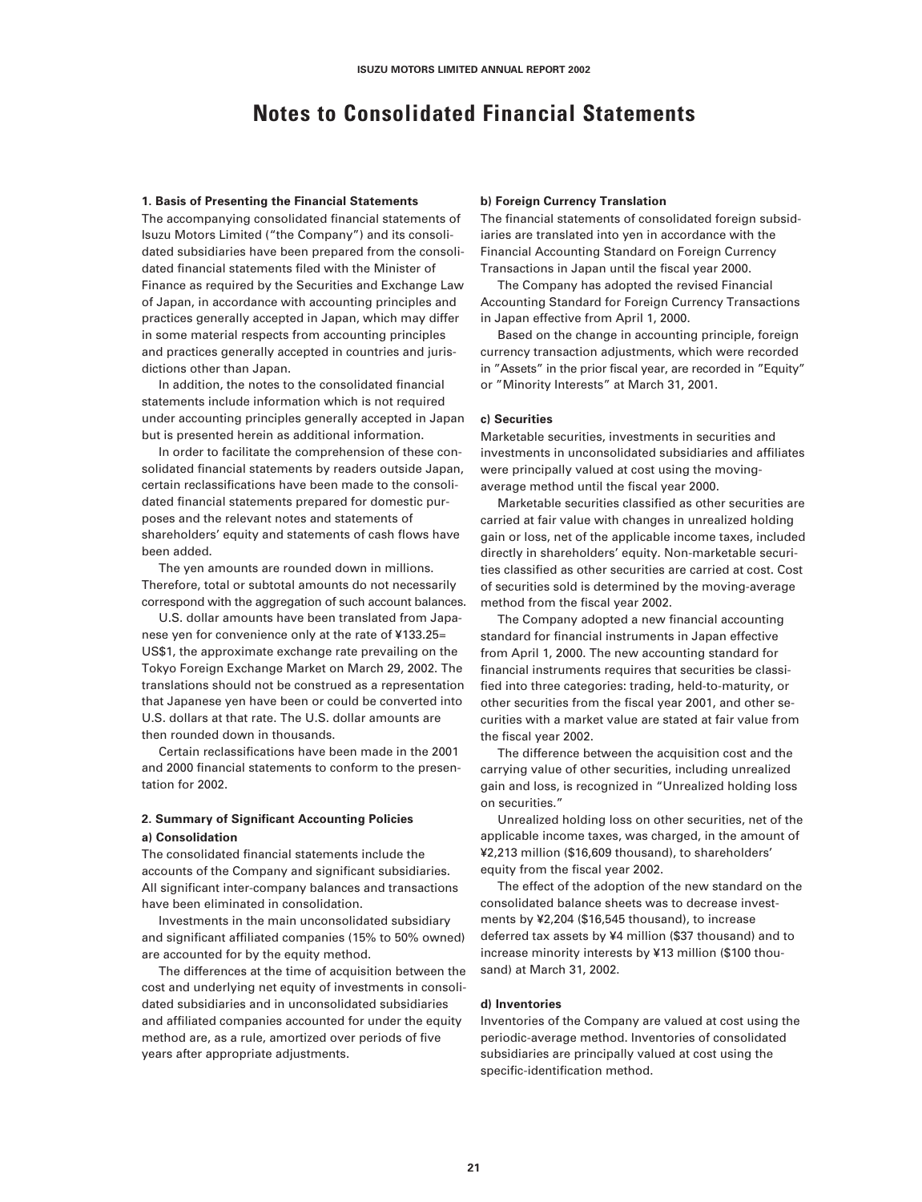# Notes to Consolidated Financial Statements

### 1. Basis of Presenting the Financial Statements

The accompanying consolidated financial statements of Isuzu Motors Limited ("the Company") and its consolidated subsidiaries have been prepared from the consolidated financial statements filed with the Minister of Finance as required by the Securities and Exchange Law of Japan, in accordance with accounting principles and practices generally accepted in Japan, which may differ in some material respects from accounting principles and practices generally accepted in countries and jurisdictions other than Japan.

In addition, the notes to the consolidated financial statements include information which is not required under accounting principles generally accepted in Japan but is presented herein as additional information.

In order to facilitate the comprehension of these consolidated financial statements by readers outside Japan, certain reclassifications have been made to the consolidated financial statements prepared for domestic purposes and the relevant notes and statements of shareholders' equity and statements of cash flows have been added.

The yen amounts are rounded down in millions. Therefore, total or subtotal amounts do not necessarily correspond with the aggregation of such account balances.

U.S. dollar amounts have been translated from Japanese yen for convenience only at the rate of ¥133.25= US$1, the approximate exchange rate prevailing on the Tokyo Foreign Exchange Market on March 29, 2002. The translations should not be construed as a representation that Japanese yen have been or could be converted into U.S. dollars at that rate. The U.S. dollar amounts are then rounded down in thousands.

Certain reclassifications have been made in the 2001 and 2000 financial statements to conform to the presentation for 2002.

### 2. Summary of Significant Accounting Policies

#### a) Consolidation

The consolidated financial statements include the accounts of the Company and significant subsidiaries. All significant inter-company balances and transactions have been eliminated in consolidation.

Investments in the main unconsolidated subsidiary and significant affiliated companies (15% to 50% owned) are accounted for by the equity method.

The differences at the time of acquisition between the cost and underlying net equity of investments in consolidated subsidiaries and in unconsolidated subsidiaries and affiliated companies accounted for under the equity method are, as a rule, amortized over periods of five years after appropriate adjustments.

#### b) Foreign Currency Translation

The financial statements of consolidated foreign subsidiaries are translated into yen in accordance with the Financial Accounting Standard on Foreign Currency Transactions in Japan until the fiscal year 2000.

The Company has adopted the revised Financial Accounting Standard for Foreign Currency Transactions in Japan effective from April 1, 2000.

Based on the change in accounting principle, foreign currency transaction adjustments, which were recorded in "Assets" in the prior fiscal year, are recorded in "Equity" or "Minority Interests" at March 31, 2001.

#### c) Securities

Marketable securities, investments in securities and investments in unconsolidated subsidiaries and affiliates were principally valued at cost using the moving-average method until the fiscal year 2000.

Marketable securities classified as other securities are carried at fair value with changes in unrealized holding gain or loss, net of the applicable income taxes, included directly in shareholders' equity. Non-marketable securities classified as other securities are carried at cost. Cost of securities sold is determined by the moving-average method from the fiscal year 2002.

The Company adopted a new financial accounting standard for financial instruments in Japan effective from April 1, 2000. The new accounting standard for financial instruments requires that securities be classified into three categories: trading, held-to-maturity, or other securities from the fiscal year 2001, and other securities with a market value are stated at fair value from the fiscal year 2002.

The difference between the acquisition cost and the carrying value of other securities, including unrealized gain and loss, is recognized in "Unrealized holding loss on securities."

Unrealized holding loss on other securities, net of the applicable income taxes, was charged, in the amount of ¥2,213 million ($16,609 thousand), to shareholders' equity from the fiscal year 2002.

The effect of the adoption of the new standard on the consolidated balance sheets was to decrease investments by ¥2,204 ($16,545 thousand), to increase deferred tax assets by ¥4 million ($37 thousand) and to increase minority interests by ¥13 million ($100 thousand) at March 31, 2002.

#### d) Inventories

Inventories of the Company are valued at cost using the periodic-average method. Inventories of consolidated subsidiaries are principally valued at cost using the specific-identification method.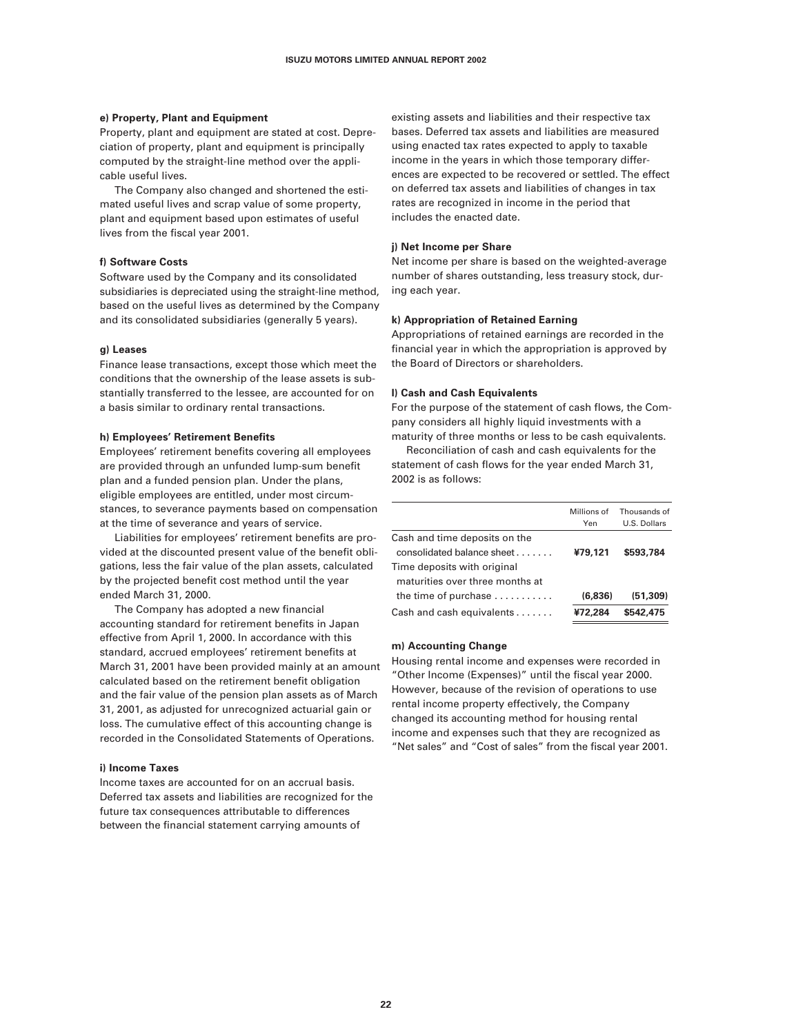#### e) Property, Plant and Equipment

Property, plant and equipment are stated at cost. Depreciation of property, plant and equipment is principally computed by the straight-line method over the applicable useful lives.

The Company also changed and shortened the estimated useful lives and scrap value of some property, plant and equipment based upon estimates of useful lives from the fiscal year 2001.

#### f) Software Costs

Software used by the Company and its consolidated subsidiaries is depreciated using the straight-line method, based on the useful lives as determined by the Company and its consolidated subsidiaries (generally 5 years).

#### g) Leases

Finance lease transactions, except those which meet the conditions that the ownership of the lease assets is substantially transferred to the lessee, are accounted for on a basis similar to ordinary rental transactions.

#### h) Employees' Retirement Benefits

Employees' retirement benefits covering all employees are provided through an unfunded lump-sum benefit plan and a funded pension plan. Under the plans, eligible employees are entitled, under most circumstances, to severance payments based on compensation at the time of severance and years of service.

Liabilities for employees' retirement benefits are provided at the discounted present value of the benefit obligations, less the fair value of the plan assets, calculated by the projected benefit cost method until the year ended March 31, 2000.

The Company has adopted a new financial accounting standard for retirement benefits in Japan effective from April 1, 2000. In accordance with this standard, accrued employees' retirement benefits at March 31, 2001 have been provided mainly at an amount calculated based on the retirement benefit obligation and the fair value of the pension plan assets as of March 31, 2001, as adjusted for unrecognized actuarial gain or loss. The cumulative effect of this accounting change is recorded in the Consolidated Statements of Operations.

#### i) Income Taxes

Income taxes are accounted for on an accrual basis. Deferred tax assets and liabilities are recognized for the future tax consequences attributable to differences between the financial statement carrying amounts of existing assets and liabilities and their respective tax bases. Deferred tax assets and liabilities are measured using enacted tax rates expected to apply to taxable income in the years in which those temporary differences are expected to be recovered or settled. The effect on deferred tax assets and liabilities of changes in tax rates are recognized in income in the period that includes the enacted date.

#### j) Net Income per Share

Net income per share is based on the weighted-average number of shares outstanding, less treasury stock, during each year.

#### k) Appropriation of Retained Earning

Appropriations of retained earnings are recorded in the financial year in which the appropriation is approved by the Board of Directors or shareholders.

#### l) Cash and Cash Equivalents

For the purpose of the statement of cash flows, the Company considers all highly liquid investments with a maturity of three months or less to be cash equivalents.

Reconciliation of cash and cash equivalents for the statement of cash flows for the year ended March 31, 2002 is as follows:

| | Millions of Yen | Thousands of U.S. Dollars |
|---|---|---|
| Cash and time deposits on the consolidated balance sheet | **¥79,121** | **$593,784** |
| Time deposits with original maturities over three months at the time of purchase | **(6,836)** | **(51,309)** |
| Cash and cash equivalents | **¥72,284** | **$542,475** |

#### m) Accounting Change

Housing rental income and expenses were recorded in "Other Income (Expenses)" until the fiscal year 2000. However, because of the revision of operations to use rental income property effectively, the Company changed its accounting method for housing rental income and expenses such that they are recognized as "Net sales" and "Cost of sales" from the fiscal year 2001.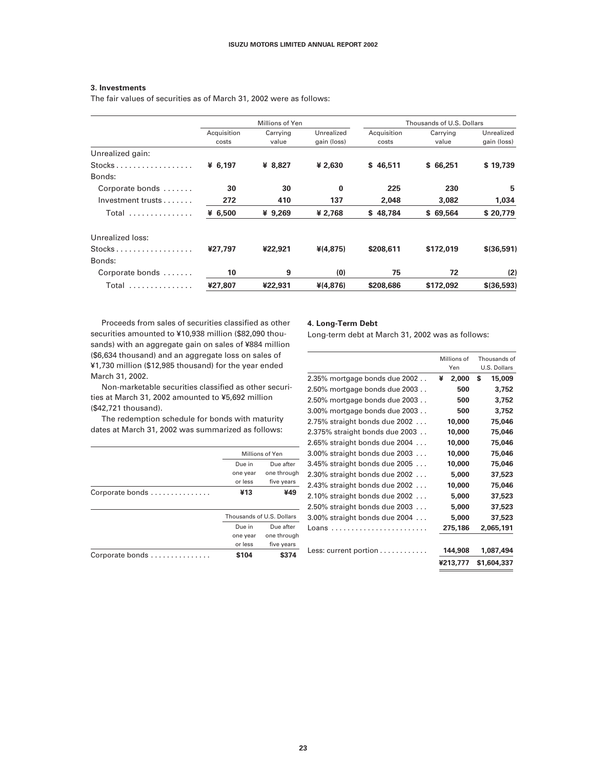### 3. Investments

The fair values of securities as of March 31, 2002 were as follows:

| | Millions of Yen | | | Thousands of U.S. Dollars | | |
|---|---|---|---|---|---|---|
| | Acquisition costs | Carrying value | Unrealized gain (loss) | Acquisition costs | Carrying value | Unrealized gain (loss) |
| Unrealized gain: | | | | | | |
| Stocks | **¥ 6,197** | **¥ 8,827** | **¥ 2,630** | **$ 46,511** | **$ 66,251** | **$ 19,739** |
| Bonds: | | | | | | |
| Corporate bonds | **30** | **30** | **0** | **225** | **230** | **5** |
| Investment trusts | **272** | **410** | **137** | **2,048** | **3,082** | **1,034** |
| Total | **¥ 6,500** | **¥ 9,269** | **¥ 2,768** | **$ 48,784** | **$ 69,564** | **$ 20,779** |
| Unrealized loss: | | | | | | |
| Stocks | **¥27,797** | **¥22,921** | **¥(4,875)** | **$208,611** | **$172,019** | **$(36,591)** |
| Bonds: | | | | | | |
| Corporate bonds | **10** | **9** | **(0)** | **75** | **72** | **(2)** |
| Total | **¥27,807** | **¥22,931** | **¥(4,876)** | **$208,686** | **$172,092** | **$(36,593)** |

Proceeds from sales of securities classified as other securities amounted to ¥10,938 million ($82,090 thousands) with an aggregate gain on sales of ¥884 million ($6,634 thousand) and an aggregate loss on sales of ¥1,730 million ($12,985 thousand) for the year ended March 31, 2002.

Non-marketable securities classified as other securities at March 31, 2002 amounted to ¥5,692 million ($42,721 thousand).

The redemption schedule for bonds with maturity dates at March 31, 2002 was summarized as follows:

| | Millions of Yen | |
|---|---|---|
| | Due in one year or less | Due after one through five years |
| Corporate bonds | **¥13** | **¥49** |

| | Thousands of U.S. Dollars | |
|---|---|---|
| | Due in one year or less | Due after one through five years |
| Corporate bonds | **$104** | **$374** |

### 4. Long-Term Debt

Long-term debt at March 31, 2002 was as follows:

| | Millions of Yen | Thousands of U.S. Dollars |
|---|---|---|
| 2.35% mortgage bonds due 2002 | **¥ 2,000** | **$ 15,009** |
| 2.50% mortgage bonds due 2003 | **500** | **3,752** |
| 2.50% mortgage bonds due 2003 | **500** | **3,752** |
| 3.00% mortgage bonds due 2003 | **500** | **3,752** |
| 2.75% straight bonds due 2002 | **10,000** | **75,046** |
| 2.375% straight bonds due 2003 | **10,000** | **75,046** |
| 2.65% straight bonds due 2004 | **10,000** | **75,046** |
| 3.00% straight bonds due 2003 | **10,000** | **75,046** |
| 3.45% straight bonds due 2005 | **10,000** | **75,046** |
| 2.30% straight bonds due 2002 | **5,000** | **37,523** |
| 2.43% straight bonds due 2002 | **10,000** | **75,046** |
| 2.10% straight bonds due 2002 | **5,000** | **37,523** |
| 2.50% straight bonds due 2003 | **5,000** | **37,523** |
| 3.00% straight bonds due 2004 | **5,000** | **37,523** |
| Loans | **275,186** | **2,065,191** |
| Less: current portion | **144,908** | **1,087,494** |
| | **¥213,777** | **$1,604,337** |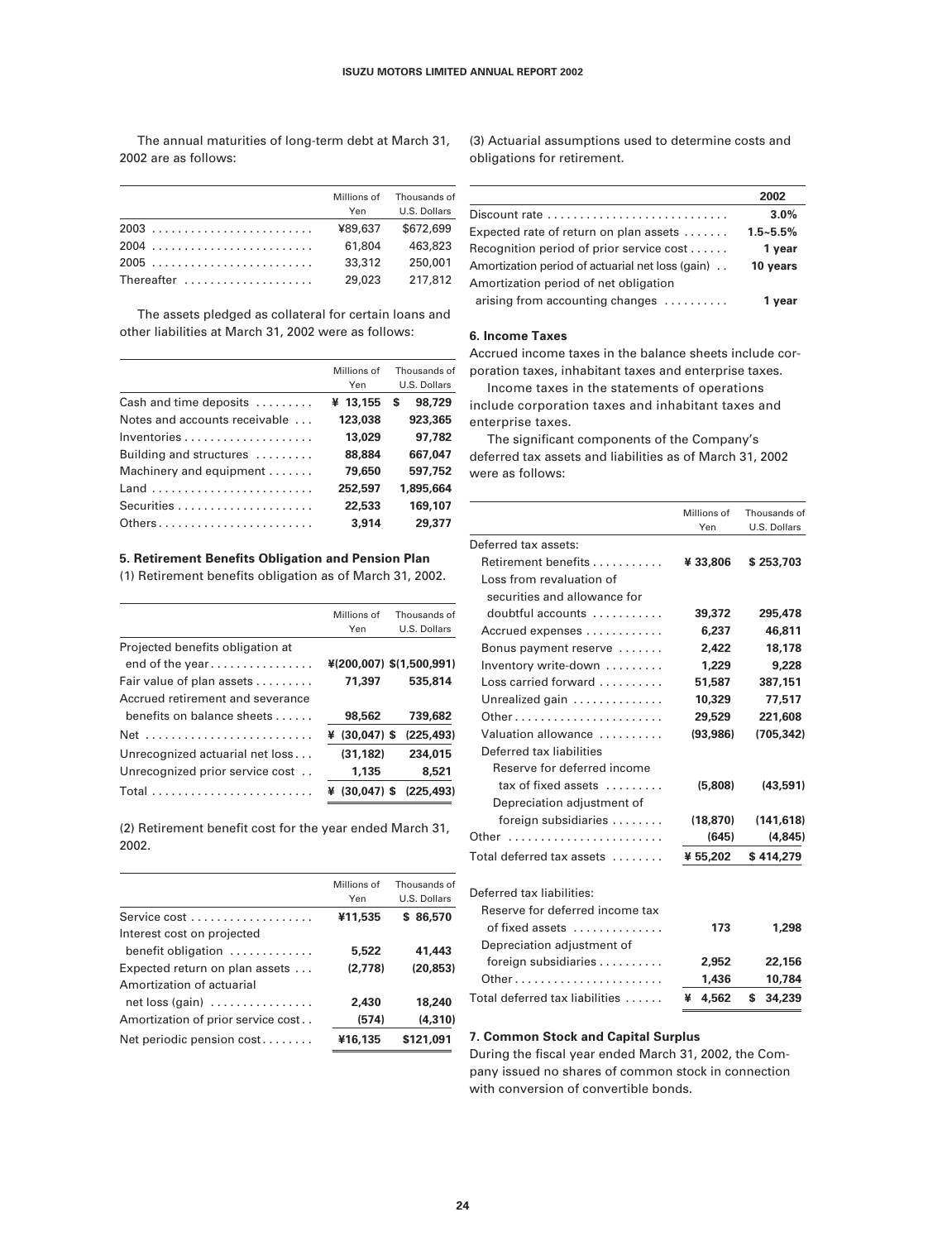The annual maturities of long-term debt at March 31, 2002 are as follows:

| | Millions of Yen | Thousands of U.S. Dollars |
|---|---|---|
| 2003 | ¥89,637 | $672,699 |
| 2004 | 61,804 | 463,823 |
| 2005 | 33,312 | 250,001 |
| Thereafter | 29,023 | 217,812 |

The assets pledged as collateral for certain loans and other liabilities at March 31, 2002 were as follows:

| | Millions of Yen | Thousands of U.S. Dollars |
|---|---|---|
| Cash and time deposits | **¥ 13,155** | **$ 98,729** |
| Notes and accounts receivable | **123,038** | **923,365** |
| Inventories | **13,029** | **97,782** |
| Building and structures | **88,884** | **667,047** |
| Machinery and equipment | **79,650** | **597,752** |
| Land | **252,597** | **1,895,664** |
| Securities | **22,533** | **169,107** |
| Others | **3,914** | **29,377** |

**5. Retirement Benefits Obligation and Pension Plan**

(1) Retirement benefits obligation as of March 31, 2002.

| | Millions of Yen | Thousands of U.S. Dollars |
|---|---|---|
| Projected benefits obligation at end of the year | **¥(200,007)** | **$(1,500,991)** |
| Fair value of plan assets | **71,397** | **535,814** |
| Accrued retirement and severance benefits on balance sheets | **98,562** | **739,682** |
| Net | **¥ (30,047)** | **$ (225,493)** |
| Unrecognized actuarial net loss | **(31,182)** | **234,015** |
| Unrecognized prior service cost | **1,135** | **8,521** |
| Total | **¥ (30,047)** | **$ (225,493)** |

(2) Retirement benefit cost for the year ended March 31, 2002.

| | Millions of Yen | Thousands of U.S. Dollars |
|---|---|---|
| Service cost | **¥11,535** | **$ 86,570** |
| Interest cost on projected benefit obligation | **5,522** | **41,443** |
| Expected return on plan assets | **(2,778)** | **(20,853)** |
| Amortization of actuarial net loss (gain) | **2,430** | **18,240** |
| Amortization of prior service cost | **(574)** | **(4,310)** |
| Net periodic pension cost | **¥16,135** | **$121,091** |

(3) Actuarial assumptions used to determine costs and obligations for retirement.

| | 2002 |
|---|---|
| Discount rate | **3.0%** |
| Expected rate of return on plan assets | **1.5~5.5%** |
| Recognition period of prior service cost | **1 year** |
| Amortization period of actuarial net loss (gain) | **10 years** |
| Amortization period of net obligation arising from accounting changes | **1 year** |

**6. Income Taxes**

Accrued income taxes in the balance sheets include corporation taxes, inhabitant taxes and enterprise taxes.

Income taxes in the statements of operations include corporation taxes and inhabitant taxes and enterprise taxes.

The significant components of the Company's deferred tax assets and liabilities as of March 31, 2002 were as follows:

| | Millions of Yen | Thousands of U.S. Dollars |
|---|---|---|
| Deferred tax assets: | | |
| Retirement benefits | **¥ 33,806** | **$ 253,703** |
| Loss from revaluation of securities and allowance for doubtful accounts | **39,372** | **295,478** |
| Accrued expenses | **6,237** | **46,811** |
| Bonus payment reserve | **2,422** | **18,178** |
| Inventory write-down | **1,229** | **9,228** |
| Loss carried forward | **51,587** | **387,151** |
| Unrealized gain | **10,329** | **77,517** |
| Other | **29,529** | **221,608** |
| Valuation allowance | **(93,986)** | **(705,342)** |
| Deferred tax liabilities | | |
| Reserve for deferred income tax of fixed assets | **(5,808)** | **(43,591)** |
| Depreciation adjustment of foreign subsidiaries | **(18,870)** | **(141,618)** |
| Other | **(645)** | **(4,845)** |
| Total deferred tax assets | **¥ 55,202** | **$ 414,279** |
| | | |
| Deferred tax liabilities: | | |
| Reserve for deferred income tax of fixed assets | **173** | **1,298** |
| Depreciation adjustment of foreign subsidiaries | **2,952** | **22,156** |
| Other | **1,436** | **10,784** |
| Total deferred tax liabilities | **¥ 4,562** | **$ 34,239** |

**7. Common Stock and Capital Surplus**

During the fiscal year ended March 31, 2002, the Company issued no shares of common stock in connection with conversion of convertible bonds.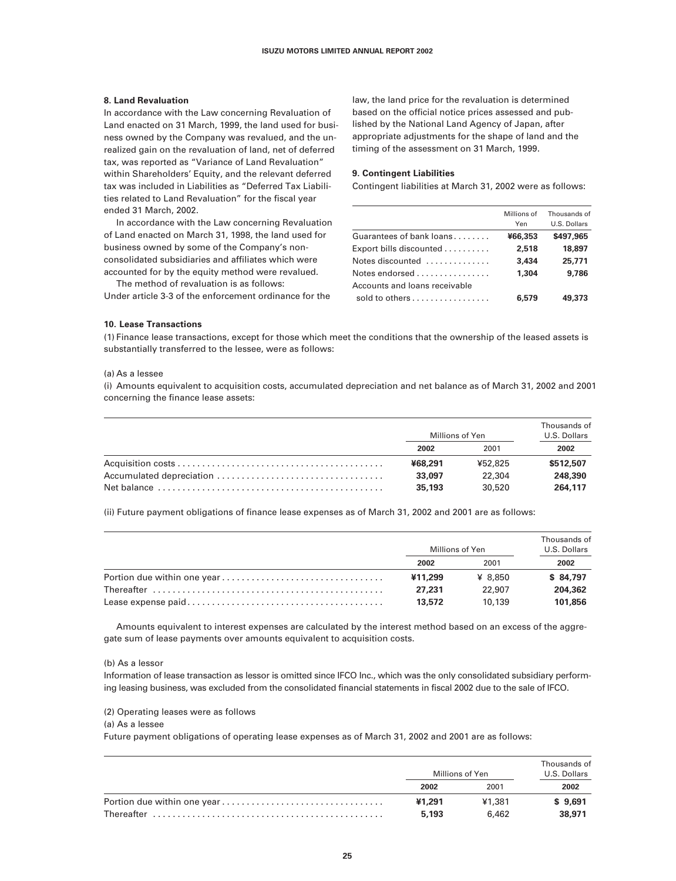## 8. Land Revaluation

In accordance with the Law concerning Revaluation of Land enacted on 31 March, 1999, the land used for business owned by the Company was revalued, and the unrealized gain on the revaluation of land, net of deferred tax, was reported as "Variance of Land Revaluation" within Shareholders' Equity, and the relevant deferred tax was included in Liabilities as "Deferred Tax Liabilities related to Land Revaluation" for the fiscal year ended 31 March, 2002.

In accordance with the Law concerning Revaluation of Land enacted on March 31, 1998, the land used for business owned by some of the Company's non-consolidated subsidiaries and affiliates which were accounted for by the equity method were revalued.

The method of revaluation is as follows:
Under article 3-3 of the enforcement ordinance for the law, the land price for the revaluation is determined based on the official notice prices assessed and published by the National Land Agency of Japan, after appropriate adjustments for the shape of land and the timing of the assessment on 31 March, 1999.

## 9. Contingent Liabilities

Contingent liabilities at March 31, 2002 were as follows:

| | Millions of Yen | Thousands of U.S. Dollars |
|---|---|---|
| Guarantees of bank loans | **¥66,353** | **$497,965** |
| Export bills discounted | **2,518** | **18,897** |
| Notes discounted | **3,434** | **25,771** |
| Notes endorsed | **1,304** | **9,786** |
| Accounts and loans receivable sold to others | **6,579** | **49,373** |

## 10. Lease Transactions

(1) Finance lease transactions, except for those which meet the conditions that the ownership of the leased assets is substantially transferred to the lessee, were as follows:

(a) As a lessee

(i) Amounts equivalent to acquisition costs, accumulated depreciation and net balance as of March 31, 2002 and 2001 concerning the finance lease assets:

| | Millions of Yen | | Thousands of U.S. Dollars |
|---|---|---|---|
| | **2002** | 2001 | **2002** |
| Acquisition costs | **¥68,291** | ¥52,825 | **$512,507** |
| Accumulated depreciation | **33,097** | 22,304 | **248,390** |
| Net balance | **35,193** | 30,520 | **264,117** |

(ii) Future payment obligations of finance lease expenses as of March 31, 2002 and 2001 are as follows:

| | Millions of Yen | | Thousands of U.S. Dollars |
|---|---|---|---|
| | **2002** | 2001 | **2002** |
| Portion due within one year | **¥11,299** | ¥ 8,850 | **$ 84,797** |
| Thereafter | **27,231** | 22,907 | **204,362** |
| Lease expense paid | **13,572** | 10,139 | **101,856** |

Amounts equivalent to interest expenses are calculated by the interest method based on an excess of the aggregate sum of lease payments over amounts equivalent to acquisition costs.

(b) As a lessor

Information of lease transaction as lessor is omitted since IFCO Inc., which was the only consolidated subsidiary performing leasing business, was excluded from the consolidated financial statements in fiscal 2002 due to the sale of IFCO.

(2) Operating leases were as follows

(a) As a lessee

Future payment obligations of operating lease expenses as of March 31, 2002 and 2001 are as follows:

| | Millions of Yen | | Thousands of U.S. Dollars |
|---|---|---|---|
| | **2002** | 2001 | **2002** |
| Portion due within one year | **¥1,291** | ¥1,381 | **$ 9,691** |
| Thereafter | **5,193** | 6,462 | **38,971** |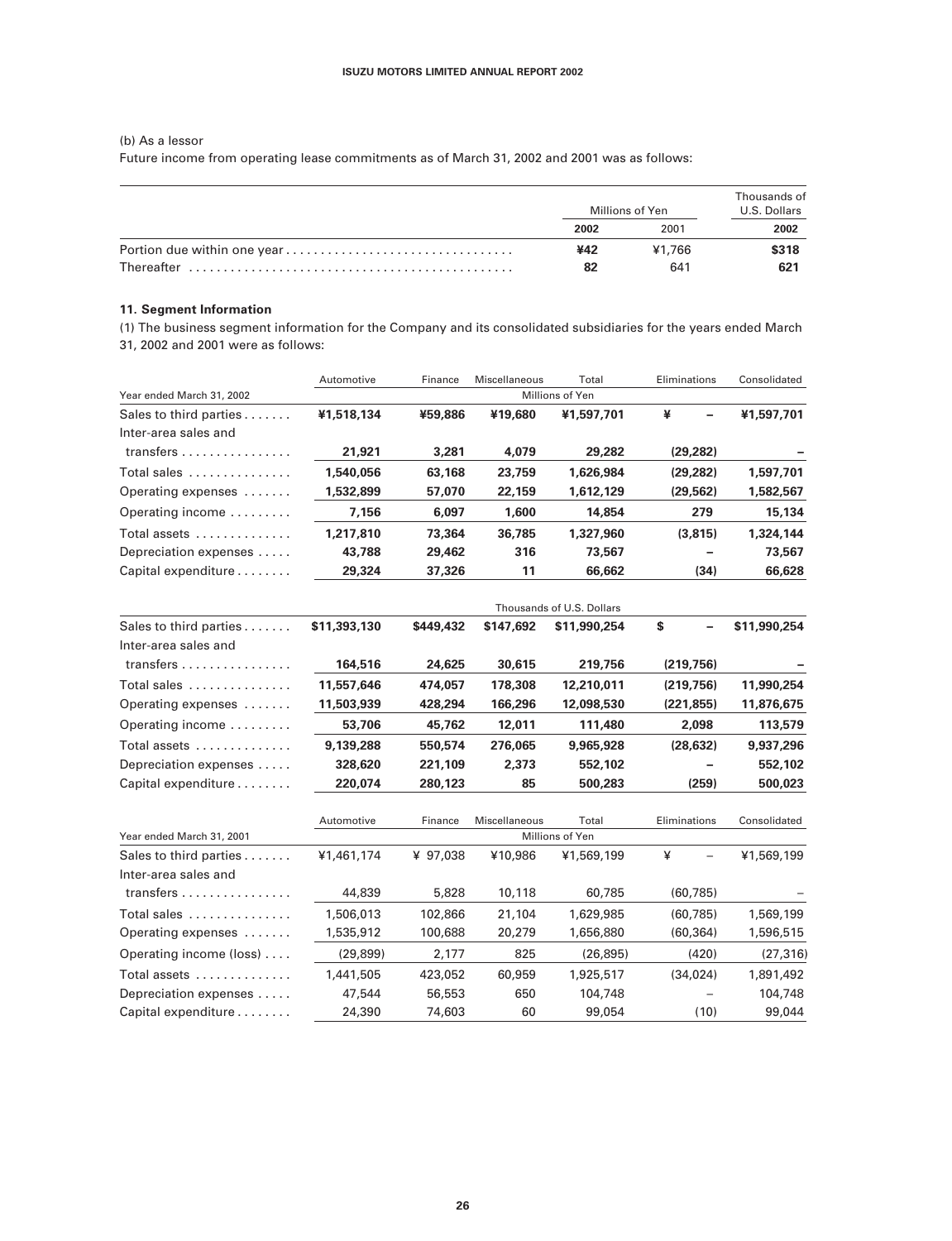(b) As a lessor

Future income from operating lease commitments as of March 31, 2002 and 2001 was as follows:

| | Millions of Yen | | Thousands of U.S. Dollars |
|---|---|---|---|
| | **2002** | 2001 | **2002** |
| Portion due within one year | **¥42** | ¥1,766 | **$318** |
| Thereafter | **82** | 641 | **621** |

**11. Segment Information**

(1) The business segment information for the Company and its consolidated subsidiaries for the years ended March 31, 2002 and 2001 were as follows:

| | Automotive | Finance | Miscellaneous | Total | Eliminations | Consolidated |
|---|---|---|---|---|---|---|
| Year ended March 31, 2002 | | | | Millions of Yen | | |
| Sales to third parties | **¥1,518,134** | **¥59,886** | **¥19,680** | **¥1,597,701** | **¥ –** | **¥1,597,701** |
| Inter-area sales and transfers | **21,921** | **3,281** | **4,079** | **29,282** | **(29,282)** | **–** |
| Total sales | **1,540,056** | **63,168** | **23,759** | **1,626,984** | **(29,282)** | **1,597,701** |
| Operating expenses | **1,532,899** | **57,070** | **22,159** | **1,612,129** | **(29,562)** | **1,582,567** |
| Operating income | **7,156** | **6,097** | **1,600** | **14,854** | **279** | **15,134** |
| Total assets | **1,217,810** | **73,364** | **36,785** | **1,327,960** | **(3,815)** | **1,324,144** |
| Depreciation expenses | **43,788** | **29,462** | **316** | **73,567** | **–** | **73,567** |
| Capital expenditure | **29,324** | **37,326** | **11** | **66,662** | **(34)** | **66,628** |

| | Automotive | Finance | Miscellaneous | Total | Eliminations | Consolidated |
|---|---|---|---|---|---|---|
| | | | | Thousands of U.S. Dollars | | |
| Sales to third parties | **$11,393,130** | **$449,432** | **$147,692** | **$11,990,254** | **$ –** | **$11,990,254** |
| Inter-area sales and transfers | **164,516** | **24,625** | **30,615** | **219,756** | **(219,756)** | **–** |
| Total sales | **11,557,646** | **474,057** | **178,308** | **12,210,011** | **(219,756)** | **11,990,254** |
| Operating expenses | **11,503,939** | **428,294** | **166,296** | **12,098,530** | **(221,855)** | **11,876,675** |
| Operating income | **53,706** | **45,762** | **12,011** | **111,480** | **2,098** | **113,579** |
| Total assets | **9,139,288** | **550,574** | **276,065** | **9,965,928** | **(28,632)** | **9,937,296** |
| Depreciation expenses | **328,620** | **221,109** | **2,373** | **552,102** | **–** | **552,102** |
| Capital expenditure | **220,074** | **280,123** | **85** | **500,283** | **(259)** | **500,023** |

| | Automotive | Finance | Miscellaneous | Total | Eliminations | Consolidated |
|---|---|---|---|---|---|---|
| Year ended March 31, 2001 | | | | Millions of Yen | | |
| Sales to third parties | ¥1,461,174 | ¥ 97,038 | ¥10,986 | ¥1,569,199 | ¥ – | ¥1,569,199 |
| Inter-area sales and transfers | 44,839 | 5,828 | 10,118 | 60,785 | (60,785) | – |
| Total sales | 1,506,013 | 102,866 | 21,104 | 1,629,985 | (60,785) | 1,569,199 |
| Operating expenses | 1,535,912 | 100,688 | 20,279 | 1,656,880 | (60,364) | 1,596,515 |
| Operating income (loss) | (29,899) | 2,177 | 825 | (26,895) | (420) | (27,316) |
| Total assets | 1,441,505 | 423,052 | 60,959 | 1,925,517 | (34,024) | 1,891,492 |
| Depreciation expenses | 47,544 | 56,553 | 650 | 104,748 | – | 104,748 |
| Capital expenditure | 24,390 | 74,603 | 60 | 99,054 | (10) | 99,044 |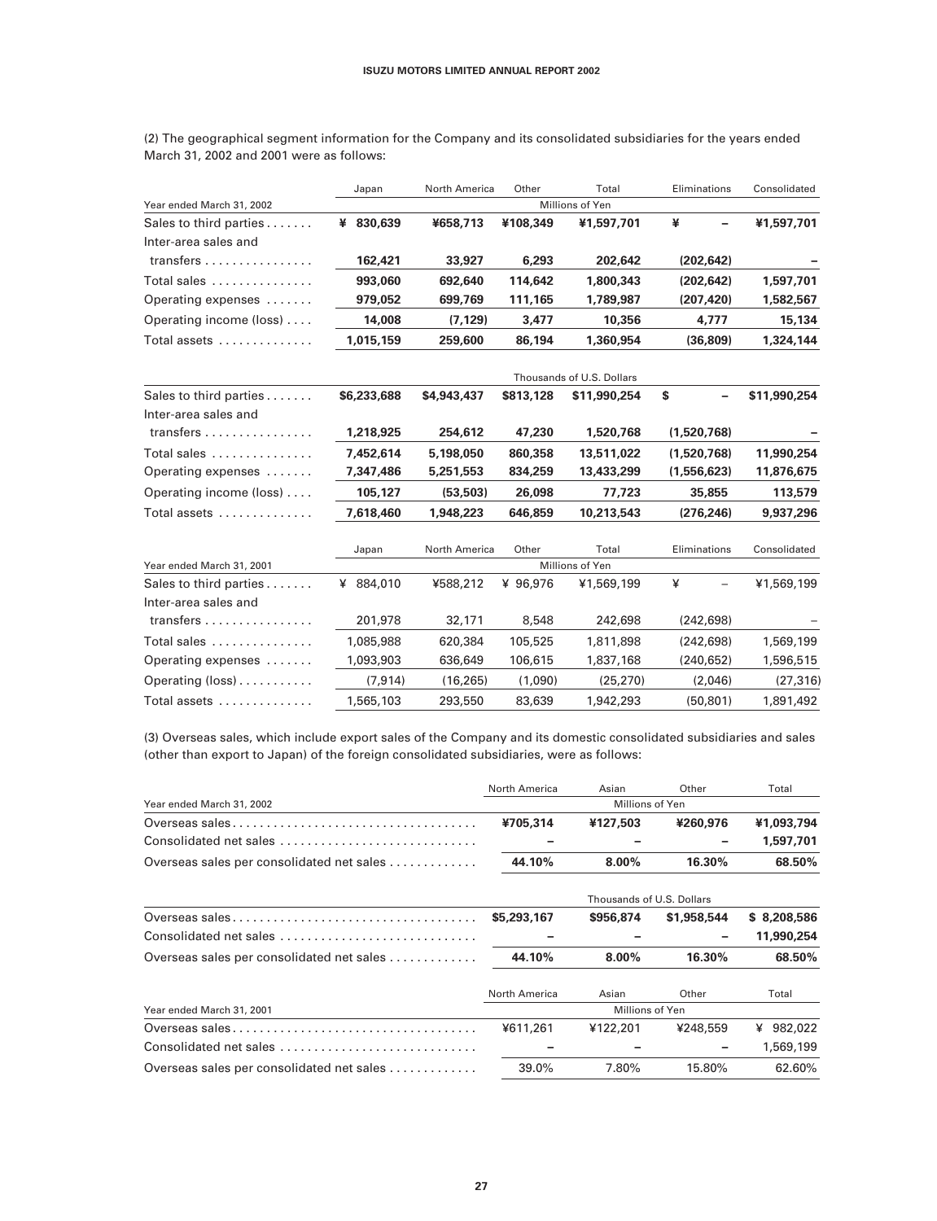(2) The geographical segment information for the Company and its consolidated subsidiaries for the years ended March 31, 2002 and 2001 were as follows:

| | Japan | North America | Other | Total | Eliminations | Consolidated |
|---|---|---|---|---|---|---|
| Year ended March 31, 2002 | | | | Millions of Yen | | |
| Sales to third parties | **¥ 830,639** | **¥658,713** | **¥108,349** | **¥1,597,701** | **¥ –** | **¥1,597,701** |
| Inter-area sales and transfers | **162,421** | **33,927** | **6,293** | **202,642** | **(202,642)** | **–** |
| Total sales | **993,060** | **692,640** | **114,642** | **1,800,343** | **(202,642)** | **1,597,701** |
| Operating expenses | **979,052** | **699,769** | **111,165** | **1,789,987** | **(207,420)** | **1,582,567** |
| Operating income (loss) | **14,008** | **(7,129)** | **3,477** | **10,356** | **4,777** | **15,134** |
| Total assets | **1,015,159** | **259,600** | **86,194** | **1,360,954** | **(36,809)** | **1,324,144** |
| | | | | Thousands of U.S. Dollars | | |
| Sales to third parties | **$6,233,688** | **$4,943,437** | **$813,128** | **$11,990,254** | **$ –** | **$11,990,254** |
| Inter-area sales and transfers | **1,218,925** | **254,612** | **47,230** | **1,520,768** | **(1,520,768)** | **–** |
| Total sales | **7,452,614** | **5,198,050** | **860,358** | **13,511,022** | **(1,520,768)** | **11,990,254** |
| Operating expenses | **7,347,486** | **5,251,553** | **834,259** | **13,433,299** | **(1,556,623)** | **11,876,675** |
| Operating income (loss) | **105,127** | **(53,503)** | **26,098** | **77,723** | **35,855** | **113,579** |
| Total assets | **7,618,460** | **1,948,223** | **646,859** | **10,213,543** | **(276,246)** | **9,937,296** |

| | Japan | North America | Other | Total | Eliminations | Consolidated |
|---|---|---|---|---|---|---|
| Year ended March 31, 2001 | | | | Millions of Yen | | |
| Sales to third parties | ¥ 884,010 | ¥588,212 | ¥ 96,976 | ¥1,569,199 | ¥ – | ¥1,569,199 |
| Inter-area sales and transfers | 201,978 | 32,171 | 8,548 | 242,698 | (242,698) | – |
| Total sales | 1,085,988 | 620,384 | 105,525 | 1,811,898 | (242,698) | 1,569,199 |
| Operating expenses | 1,093,903 | 636,649 | 106,615 | 1,837,168 | (240,652) | 1,596,515 |
| Operating (loss) | (7,914) | (16,265) | (1,090) | (25,270) | (2,046) | (27,316) |
| Total assets | 1,565,103 | 293,550 | 83,639 | 1,942,293 | (50,801) | 1,891,492 |

(3) Overseas sales, which include export sales of the Company and its domestic consolidated subsidiaries and sales (other than export to Japan) of the foreign consolidated subsidiaries, were as follows:

| | North America | Asian | Other | Total |
|---|---|---|---|---|
| Year ended March 31, 2002 | | Millions of Yen | | |
| Overseas sales | **¥705,314** | **¥127,503** | **¥260,976** | **¥1,093,794** |
| Consolidated net sales | **–** | **–** | **–** | **1,597,701** |
| Overseas sales per consolidated net sales | **44.10%** | **8.00%** | **16.30%** | **68.50%** |
| | | Thousands of U.S. Dollars | | |
| Overseas sales | **$5,293,167** | **$956,874** | **$1,958,544** | **$ 8,208,586** |
| Consolidated net sales | **–** | **–** | **–** | **11,990,254** |
| Overseas sales per consolidated net sales | **44.10%** | **8.00%** | **16.30%** | **68.50%** |

| | North America | Asian | Other | Total |
|---|---|---|---|---|
| Year ended March 31, 2001 | | Millions of Yen | | |
| Overseas sales | ¥611,261 | ¥122,201 | ¥248,559 | ¥ 982,022 |
| Consolidated net sales | – | – | – | 1,569,199 |
| Overseas sales per consolidated net sales | 39.0% | 7.80% | 15.80% | 62.60% |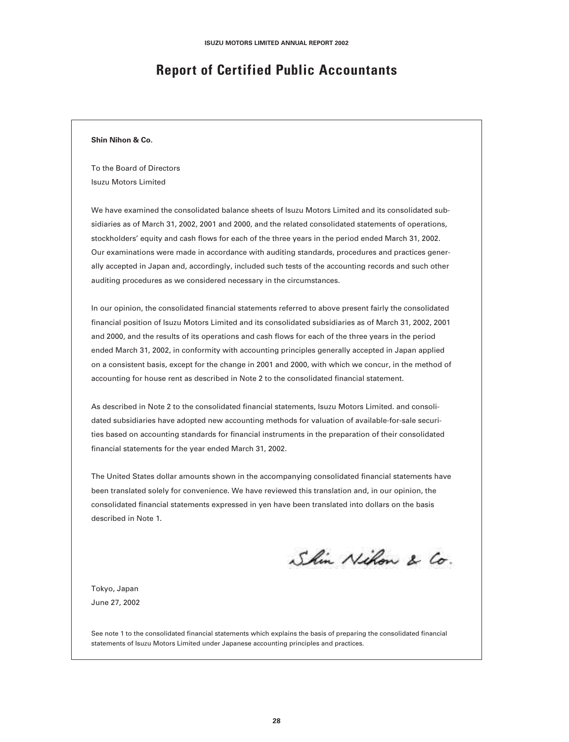# Report of Certified Public Accountants

**Shin Nihon & Co.**

To the Board of Directors
Isuzu Motors Limited

We have examined the consolidated balance sheets of Isuzu Motors Limited and its consolidated subsidiaries as of March 31, 2002, 2001 and 2000, and the related consolidated statements of operations, stockholders' equity and cash flows for each of the three years in the period ended March 31, 2002. Our examinations were made in accordance with auditing standards, procedures and practices generally accepted in Japan and, accordingly, included such tests of the accounting records and such other auditing procedures as we considered necessary in the circumstances.

In our opinion, the consolidated financial statements referred to above present fairly the consolidated financial position of Isuzu Motors Limited and its consolidated subsidiaries as of March 31, 2002, 2001 and 2000, and the results of its operations and cash flows for each of the three years in the period ended March 31, 2002, in conformity with accounting principles generally accepted in Japan applied on a consistent basis, except for the change in 2001 and 2000, with which we concur, in the method of accounting for house rent as described in Note 2 to the consolidated financial statement.

As described in Note 2 to the consolidated financial statements, Isuzu Motors Limited. and consolidated subsidiaries have adopted new accounting methods for valuation of available-for-sale securities based on accounting standards for financial instruments in the preparation of their consolidated financial statements for the year ended March 31, 2002.

The United States dollar amounts shown in the accompanying consolidated financial statements have been translated solely for convenience. We have reviewed this translation and, in our opinion, the consolidated financial statements expressed in yen have been translated into dollars on the basis described in Note 1.

Shin Nihon & Co.

Tokyo, Japan
June 27, 2002

See note 1 to the consolidated financial statements which explains the basis of preparing the consolidated financial statements of Isuzu Motors Limited under Japanese accounting principles and practices.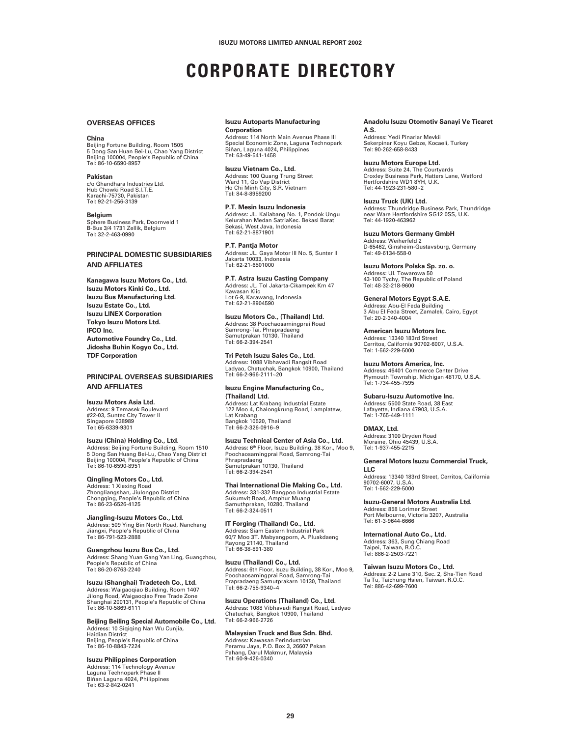# CORPORATE DIRECTORY

## OVERSEAS OFFICES

**China**
Beijing Fortune Building, Room 1505
5 Dong San Huan Bei-Lu, Chao Yang District
Beijing 100004, People's Republic of China
Tel: 86-10-6590-8957

**Pakistan**
c/o Ghandhara Industries Ltd.
Hub Chowki Road S.I.T.E.
Karachi-75730, Pakistan
Tel: 92-21-256-3139

**Belgium**
Sphere Business Park, Doornveld 1
B-Bus 3/4 1731 Zellik, Belgium
Tel: 32-2-463-0990

## PRINCIPAL DOMESTIC SUBSIDIARIES AND AFFILIATES

**Kanagawa Isuzu Motors Co., Ltd.**
**Isuzu Motors Kinki Co., Ltd.**
**Isuzu Bus Manufacturing Ltd.**
**Isuzu Estate Co., Ltd.**
**Isuzu LINEX Corporation**
**Tokyo Isuzu Motors Ltd.**
**IFCO Inc.**
**Automotive Foundry Co., Ltd.**
**Jidosha Buhin Kogyo Co., Ltd.**
**TDF Corporation**

## PRINCIPAL OVERSEAS SUBSIDIARIES AND AFFILIATES

**Isuzu Motors Asia Ltd.**
Address: 9 Temasek Boulevard
#22-03, Suntec City Tower II
Singapore 038989
Tel: 65-6339-9301

**Isuzu (China) Holding Co., Ltd.**
Address: Beijing Fortune Building, Room 1510
5 Dong San Huang Bei-Lu, Chao Yang District
Beijing 100004, People's Republic of China
Tel: 86-10-6590-8951

**Qingling Motors Co., Ltd.**
Address: 1 Xiexing Road
Zhongliangshan, Jiulongpo District
Chongqing, People's Republic of China
Tel: 86-23-6526-4125

**Jiangling-Isuzu Motors Co., Ltd.**
Address: 509 Ying Bin North Road, Nanchang
Jiangxi, People's Republic of China
Tel: 86-791-523-2888

**Guangzhou Isuzu Bus Co., Ltd.**
Address: Shang Yuan Gang Yan Ling, Guangzhou,
People's Republic of China
Tel: 86-20-8763-2240

**Isuzu (Shanghai) Tradetech Co., Ltd.**
Address: Waigaoqiao Building, Room 1407
Jilong Road, Waigaoqiao Free Trade Zone
Shanghai 200131, People's Republic of China
Tel: 86-10-5869-6111

**Beijing Beiling Special Automobile Co., Ltd.**
Address: 10 Siqiqing Nan Wu Cunjia,
Haidian District
Beijing, People's Republic of China
Tel: 86-10-8843-7224

**Isuzu Philippines Corporation**
Address: 114 Technology Avenue
Laguna Technopark Phase II
Biñan Laguna 4024, Philippines
Tel: 63-2-842-0241

**Isuzu Autoparts Manufacturing Corporation**
Address: 114 North Main Avenue Phase III
Special Economic Zone, Laguna Technopark
Biñan, Laguna 4024, Philippines
Tel: 63-49-541-1458

**Isuzu Vietnam Co., Ltd.**
Address: 100 Quang Trung Street
Ward 11, Go Vap District
Ho Chi Minh City, S.R. Vietnam
Tel: 84-8-8959200

**P.T. Mesin Isuzu Indonesia**
Address: JL. Kaliabang No. 1, Pondok Ungu
Kelurahan Medan SatriaKec. Bekasi Barat
Bekasi, West Java, Indonesia
Tel: 62-21-8871901

**P.T. Pantja Motor**
Address: JL. Gaya Motor III No. 5, Sunter II
Jakarta 10033, Indonesia
Tel: 62-21-6501000

**P.T. Astra Isuzu Casting Company**
Address: JL. Tol Jakarta-Cikampek Km 47
Kawasan Kiic
Lot 6-9, Karawang, Indonesia
Tel: 62-21-8904590

**Isuzu Motors Co., (Thailand) Ltd.**
Address: 38 Poochaosamingprai Road
Samrong-Tai, Phrapradaeng
Samutprakan 10130, Thailand
Tel: 66-2-394-2541

**Tri Petch Isuzu Sales Co., Ltd.**
Address: 1088 Vibhavadi Rangsit Road
Ladyao, Chatuchak, Bangkok 10900, Thailand
Tel: 66-2-966-2111~20

**Isuzu Engine Manufacturing Co., (Thailand) Ltd.**
Address: Lat Krabang Industrial Estate
122 Moo 4, Chalongkrung Road, Lamplatew,
Lat Krabang
Bangkok 10520, Thailand
Tel: 66-2-326-0916~9

**Isuzu Technical Center of Asia Co., Ltd.**
Address: 6th Floor, Isuzu Building, 38 Kor., Moo 9,
Poochaosamingprai Road, Samrong-Tai
Phrapradaeng
Samutprakan 10130, Thailand
Tel: 66-2-394-2541

**Thai International Die Making Co., Ltd.**
Address: 331-332 Bangpoo Industrial Estate
Sukumvit Road, Amphur Muang
Samuthprakan, 10280, Thailand
Tel: 66-2-324-0511

**IT Forging (Thailand) Co., Ltd.**
Address: Siam Eastern Industrial Park
60/7 Moo 3T. Mabyangporn, A. Pluakdaeng
Rayong 21140, Thailand
Tel: 66-38-891-380

**Isuzu (Thailand) Co., Ltd.**
Address: 6th Floor, Isuzu Building, 38 Kor., Moo 9,
Poochaosamingprai Road, Samrong-Tai
Prapradaeng Samutprakarn 10130, Thailand
Tel: 66-2-755-9340~4

**Isuzu Operations (Thailand) Co., Ltd.**
Address: 1088 Vibhavadi Rangsit Road, Ladyao
Chatuchak, Bangkok 10900, Thailand
Tel: 66-2-966-2726

**Malaysian Truck and Bus Sdn. Bhd.**
Address: Kawasan Perindustrian
Peramu Jaya, P.O. Box 3, 26607 Pekan
Pahang, Darul Makmur, Malaysia
Tel: 60-9-426-0340

**Anadolu Isuzu Otomotiv Sanayi Ve Ticaret A.S.**
Address: Yedi Pinarlar Mevkii
Sekerpinar Koyu Gebze, Kocaeli, Turkey
Tel: 90-262-658-8433

**Isuzu Motors Europe Ltd.**
Address: Suite 24, The Courtyards
Croxley Business Park, Hatters Lane, Watford
Hertfordshire WD1 8YH, U.K.
Tel: 44-1923-231-580~2

**Isuzu Truck (UK) Ltd.**
Address: Thundridge Business Park, Thundridge
near Ware Hertfordshire SG12 0SS, U.K.
Tel: 44-1920-463962

**Isuzu Motors Germany GmbH**
Address: Weiherfeld 2
D-65462, Ginsheim-Gustavsburg, Germany
Tel: 49-6134-558-0

**Isuzu Motors Polska Sp. zo. o.**
Address: Ul. Towarowa 50
43-100 Tychy, The Republic of Poland
Tel: 48-32-218-9600

**General Motors Egypt S.A.E.**
Address: Abu-El Feda Building
3 Abu El Feda Street, Zamalek, Cairo, Egypt
Tel: 20-2-340-4004

**American Isuzu Motors Inc.**
Address: 13340 183rd Street
Cerritos, California 90702-6007, U.S.A.
Tel: 1-562-229-5000

**Isuzu Motors America, Inc.**
Address: 46401 Commerce Center Drive
Plymouth Township, Michigan 48170, U.S.A.
Tel: 1-734-455-7595

**Subaru-Isuzu Automotive Inc.**
Address: 5500 State Road, 38 East
Lafayette, Indiana 47903, U.S.A.
Tel: 1-765-449-1111

**DMAX, Ltd.**
Address: 3100 Dryden Road
Moraine, Ohio 45439, U.S.A.
Tel: 1-937-455-2215

**General Motors Isuzu Commercial Truck, LLC**
Address: 13340 183rd Street, Cerritos, California
90702-6007, U.S.A.
Tel: 1-562-229-5000

**Isuzu-General Motors Australia Ltd.**
Address: 858 Lorimer Street
Port Melbourne, Victoria 3207, Australia
Tel: 61-3-9644-6666

**International Auto Co., Ltd.**
Address: 363, Sung Chiang Road
Taipei, Taiwan, R.O.C.
Tel: 886-2-2503-7221

**Taiwan Isuzu Motors Co., Ltd.**
Address: 2-2 Lane 310, Sec. 2, Sha-Tien Road
Ta Tu, Taichung Hsien, Taiwan, R.O.C.
Tel: 886-42-699-7600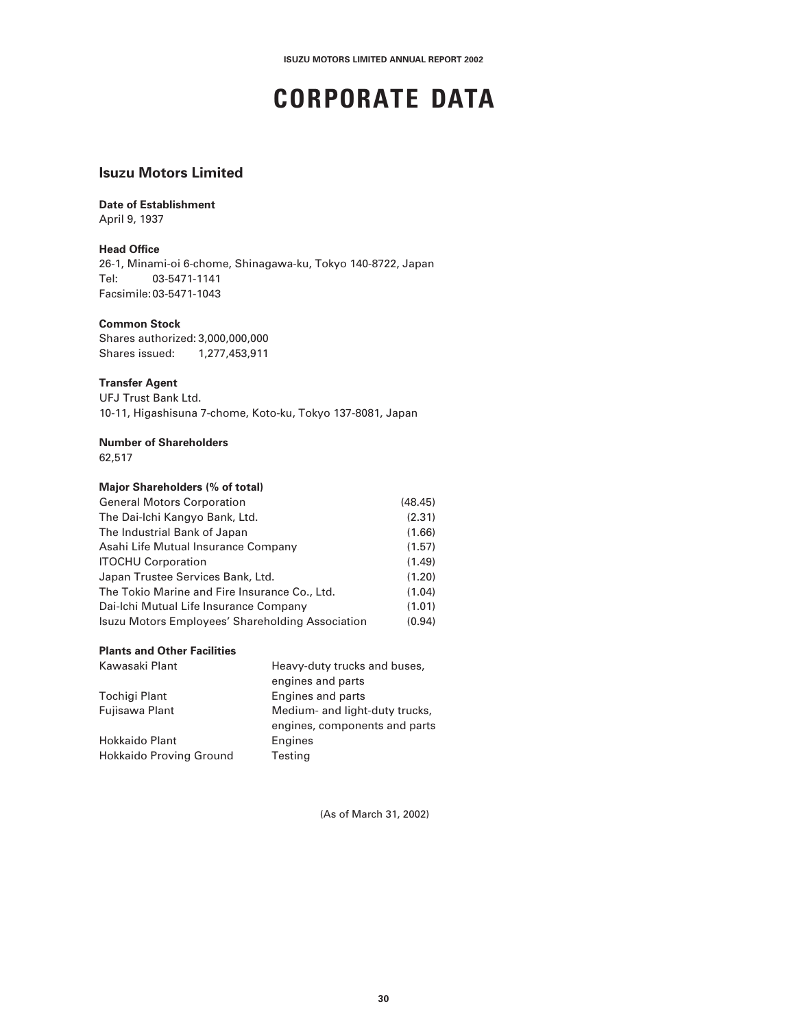# CORPORATE DATA

## Isuzu Motors Limited

**Date of Establishment**
April 9, 1937

**Head Office**
26-1, Minami-oi 6-chome, Shinagawa-ku, Tokyo 140-8722, Japan
Tel: 03-5471-1141
Facsimile: 03-5471-1043

**Common Stock**
Shares authorized: 3,000,000,000
Shares issued: 1,277,453,911

**Transfer Agent**
UFJ Trust Bank Ltd.
10-11, Higashisuna 7-chome, Koto-ku, Tokyo 137-8081, Japan

**Number of Shareholders**
62,517

**Major Shareholders (% of total)**

| | |
|---|---|
| General Motors Corporation | (48.45) |
| The Dai-Ichi Kangyo Bank, Ltd. | (2.31) |
| The Industrial Bank of Japan | (1.66) |
| Asahi Life Mutual Insurance Company | (1.57) |
| ITOCHU Corporation | (1.49) |
| Japan Trustee Services Bank, Ltd. | (1.20) |
| The Tokio Marine and Fire Insurance Co., Ltd. | (1.04) |
| Dai-Ichi Mutual Life Insurance Company | (1.01) |
| Isuzu Motors Employees' Shareholding Association | (0.94) |

**Plants and Other Facilities**

| | |
|---|---|
| Kawasaki Plant | Heavy-duty trucks and buses, engines and parts |
| Tochigi Plant | Engines and parts |
| Fujisawa Plant | Medium- and light-duty trucks, engines, components and parts |
| Hokkaido Plant | Engines |
| Hokkaido Proving Ground | Testing |

(As of March 31, 2002)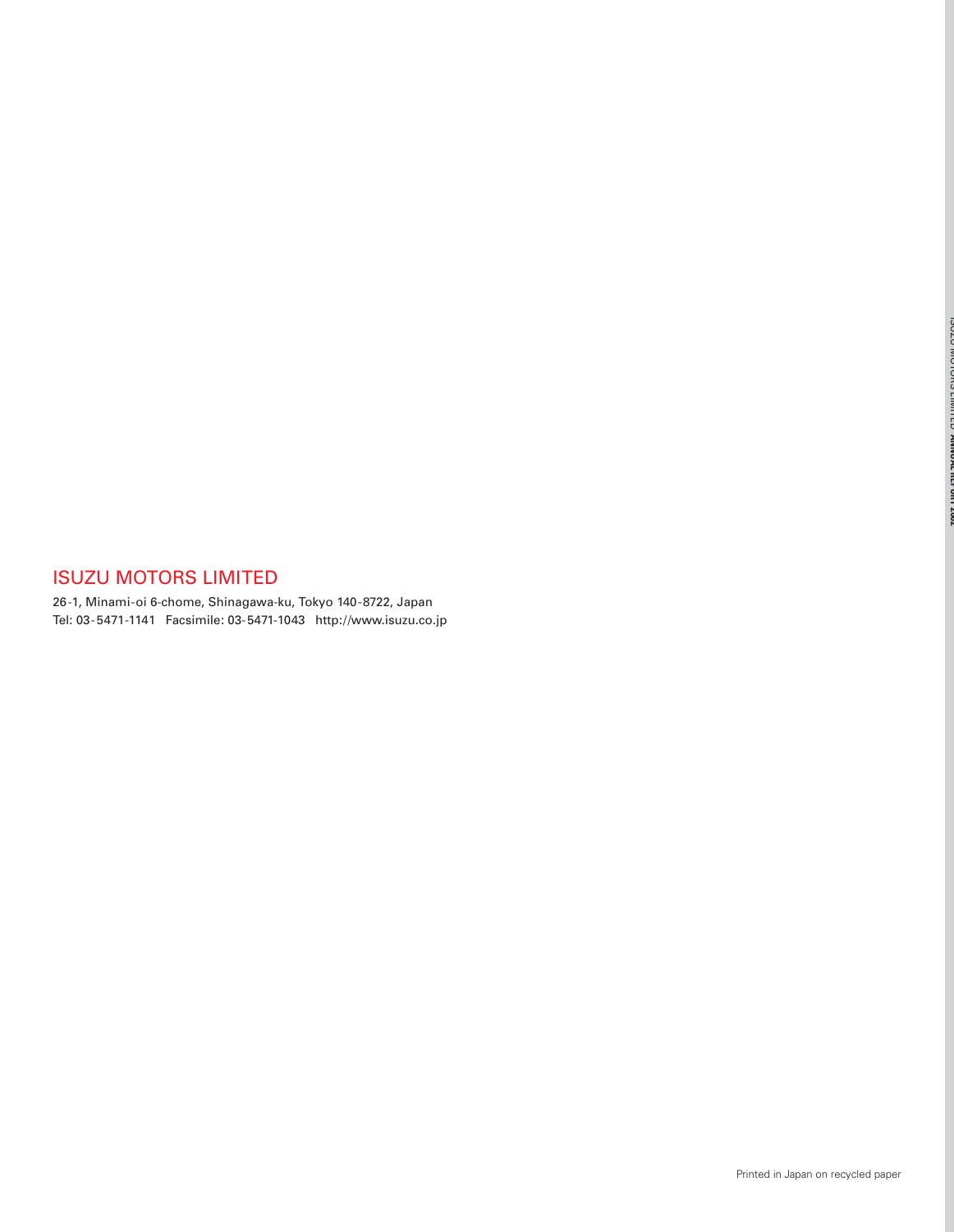ISUZU MOTORS LIMITED

26-1, Minami-oi 6-chome, Shinagawa-ku, Tokyo 140-8722, Japan
Tel: 03-5471-1141 Facsimile: 03-5471-1043 http://www.isuzu.co.jp

Printed in Japan on recycled paper